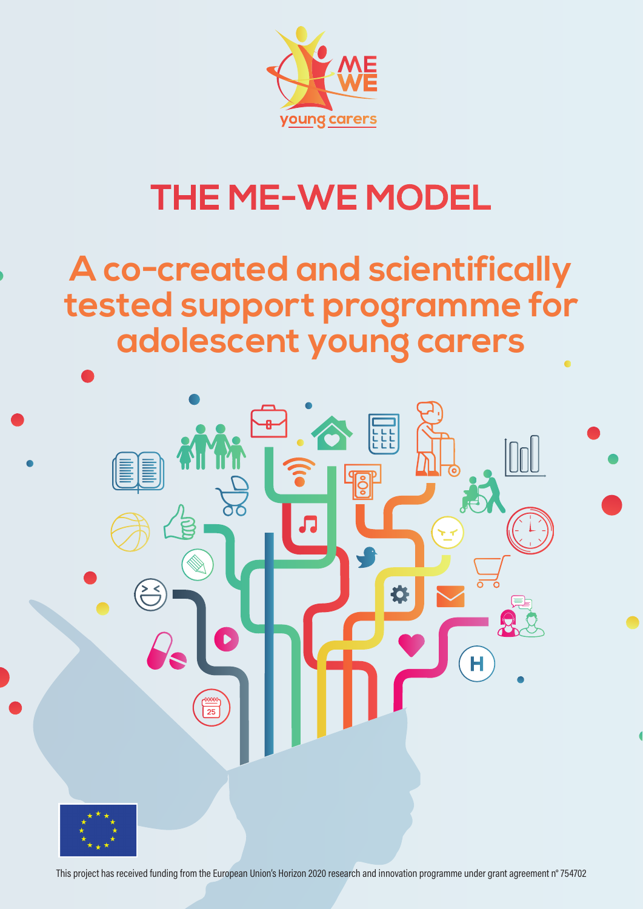# THE ME-WE MODEL

## A co-created and scientifically tested support programme for adolescent young carers

This project has received funding from the European Union's Horizon 2020 research and innovation programme under grant agreement n° 754702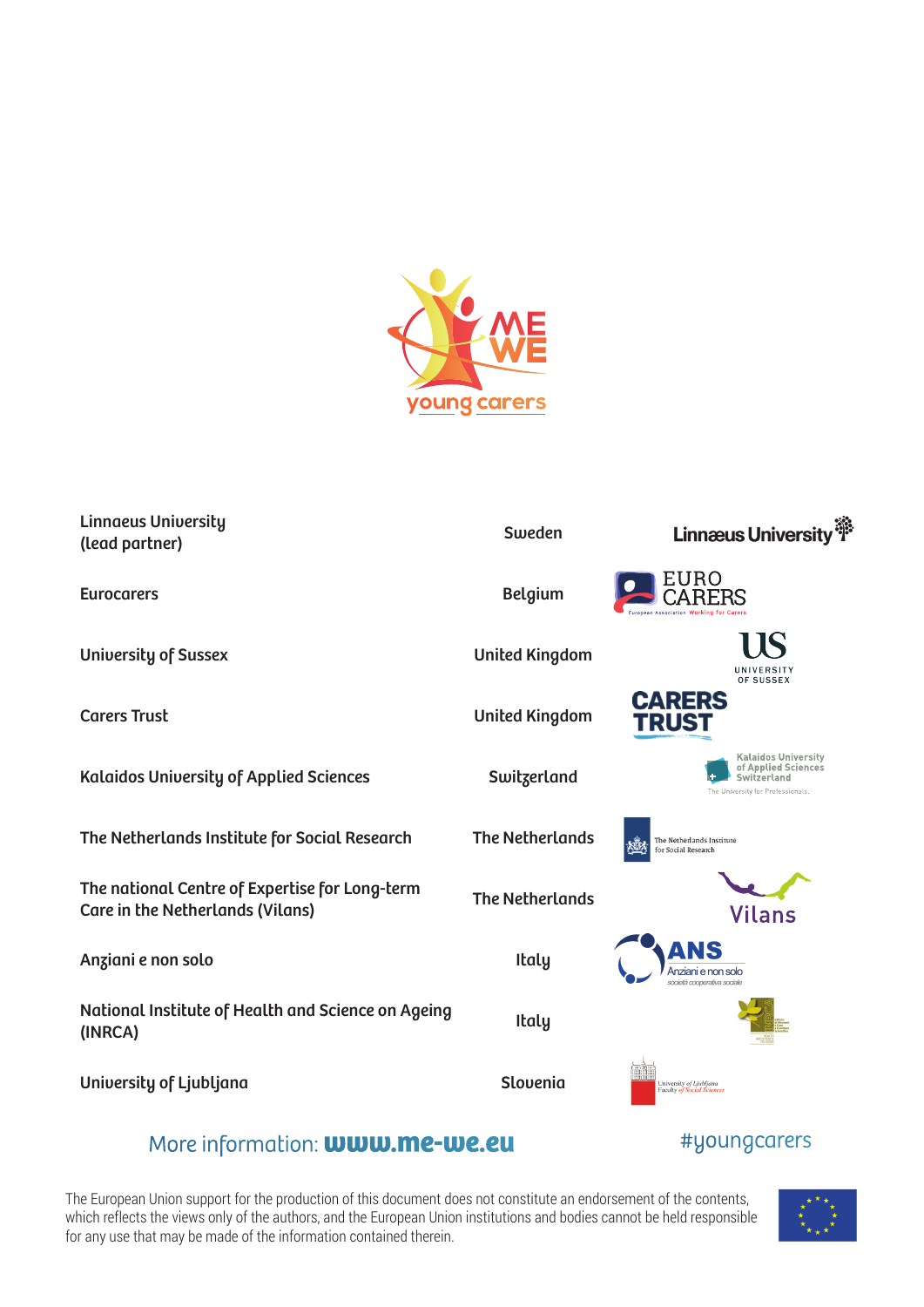ME WE young carers

| | | |
|---|---|---|
| Linnaeus University (lead partner) | Sweden | Linnæus University |
| Eurocarers | Belgium | EURO CARERS European Association Working for Carers |
| University of Sussex | United Kingdom | US UNIVERSITY OF SUSSEX |
| Carers Trust | United Kingdom | CARERS TRUST |
| Kalaidos University of Applied Sciences | Switzerland | Kalaidos University of Applied Sciences Switzerland The University for Professionals. |
| The Netherlands Institute for Social Research | The Netherlands | The Netherlands Institute for Social Research |
| The national Centre of Expertise for Long-term Care in the Netherlands (Vilans) | The Netherlands | Vilans |
| Anziani e non solo | Italy | ANS Anziani e non solo società cooperativa sociale |
| National Institute of Health and Science on Ageing (INRCA) | Italy | |
| University of Ljubljana | Slovenia | University of Ljubljana Faculty of Social Sciences |

More information: **www.me-we.eu**

#youngcarers

The European Union support for the production of this document does not constitute an endorsement of the contents, which reflects the views only of the authors, and the European Union institutions and bodies cannot be held responsible for any use that may be made of the information contained therein.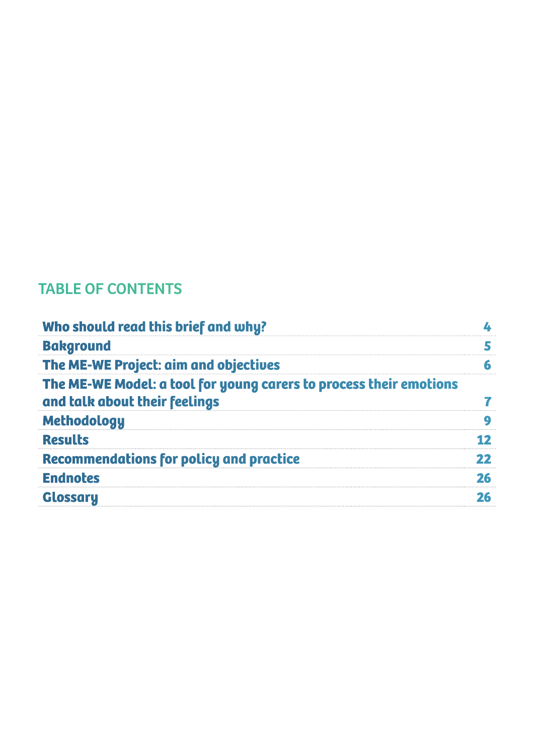## TABLE OF CONTENTS

| | |
|---|---|
| **Who should read this brief and why?** | **4** |
| **Bakground** | **5** |
| **The ME-WE Project: aim and objectives** | **6** |
| **The ME-WE Model: a tool for young carers to process their emotions and talk about their feelings** | **7** |
| **Methodology** | **9** |
| **Results** | **12** |
| **Recommendations for policy and practice** | **22** |
| **Endnotes** | **26** |
| **Glossary** | **26** |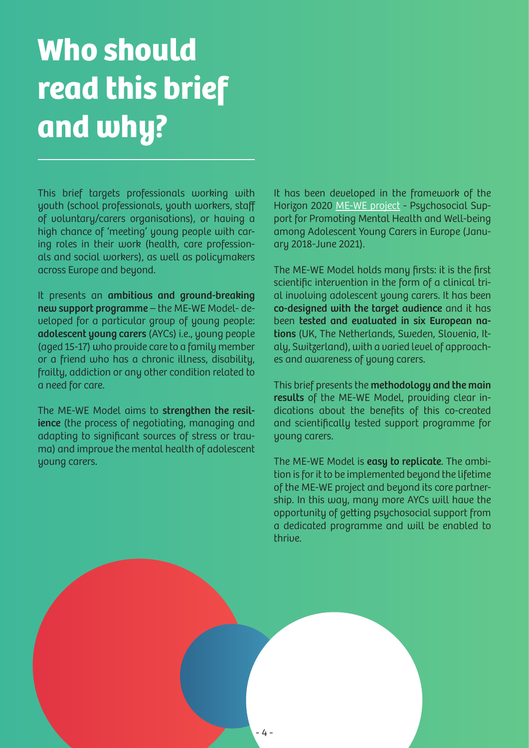# Who should read this brief and why?

This brief targets professionals working with youth (school professionals, youth workers, staff of voluntary/carers organisations), or having a high chance of 'meeting' young people with caring roles in their work (health, care professionals and social workers), as well as policymakers across Europe and beyond.

It presents an **ambitious and ground-breaking new support programme** – the ME-WE Model- developed for a particular group of young people: **adolescent young carers** (AYCs) i.e., young people (aged 15-17) who provide care to a family member or a friend who has a chronic illness, disability, frailty, addiction or any other condition related to a need for care.

The ME-WE Model aims to **strengthen the resilience** (the process of negotiating, managing and adapting to significant sources of stress or trauma) and improve the mental health of adolescent young carers.

It has been developed in the framework of the Horizon 2020 ME-WE project - Psychosocial Support for Promoting Mental Health and Well-being among Adolescent Young Carers in Europe (January 2018-June 2021).

The ME-WE Model holds many firsts: it is the first scientific intervention in the form of a clinical trial involving adolescent young carers. It has been **co-designed with the target audience** and it has been **tested and evaluated in six European nations** (UK, The Netherlands, Sweden, Slovenia, Italy, Switzerland), with a varied level of approaches and awareness of young carers.

This brief presents the **methodology and the main results** of the ME-WE Model, providing clear indications about the benefits of this co-created and scientifically tested support programme for young carers.

The ME-WE Model is **easy to replicate**. The ambition is for it to be implemented beyond the lifetime of the ME-WE project and beyond its core partnership. In this way, many more AYCs will have the opportunity of getting psychosocial support from a dedicated programme and will be enabled to thrive.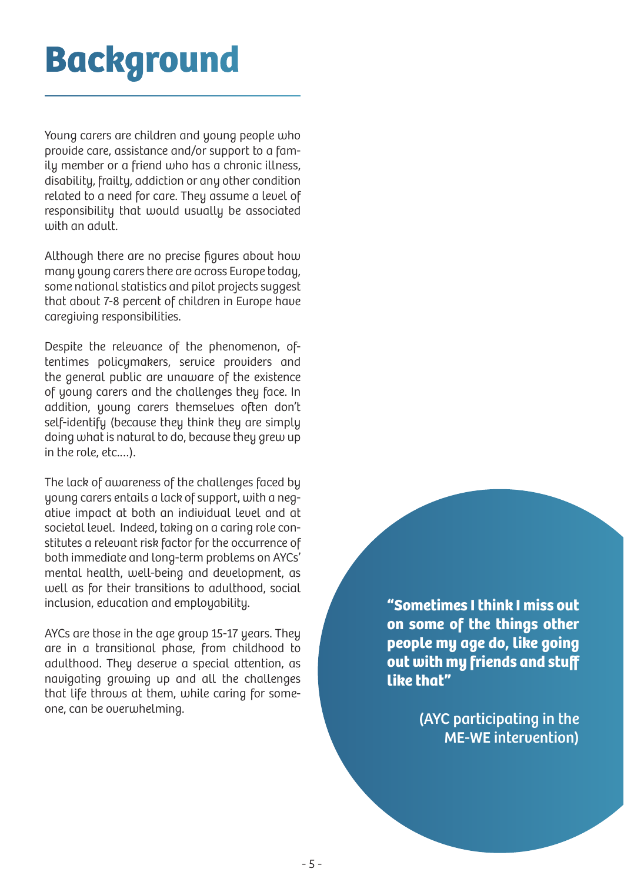# Background

Young carers are children and young people who provide care, assistance and/or support to a family member or a friend who has a chronic illness, disability, frailty, addiction or any other condition related to a need for care. They assume a level of responsibility that would usually be associated with an adult.

Although there are no precise figures about how many young carers there are across Europe today, some national statistics and pilot projects suggest that about 7-8 percent of children in Europe have caregiving responsibilities.

Despite the relevance of the phenomenon, oftentimes policymakers, service providers and the general public are unaware of the existence of young carers and the challenges they face. In addition, young carers themselves often don't self-identify (because they think they are simply doing what is natural to do, because they grew up in the role, etc....).

The lack of awareness of the challenges faced by young carers entails a lack of support, with a negative impact at both an individual level and at societal level. Indeed, taking on a caring role constitutes a relevant risk factor for the occurrence of both immediate and long-term problems on AYCs' mental health, well-being and development, as well as for their transitions to adulthood, social inclusion, education and employability.

AYCs are those in the age group 15-17 years. They are in a transitional phase, from childhood to adulthood. They deserve a special attention, as navigating growing up and all the challenges that life throws at them, while caring for someone, can be overwhelming.

**"Sometimes I think I miss out on some of the things other people my age do, like going out with my friends and stuff like that"**

(AYC participating in the ME-WE intervention)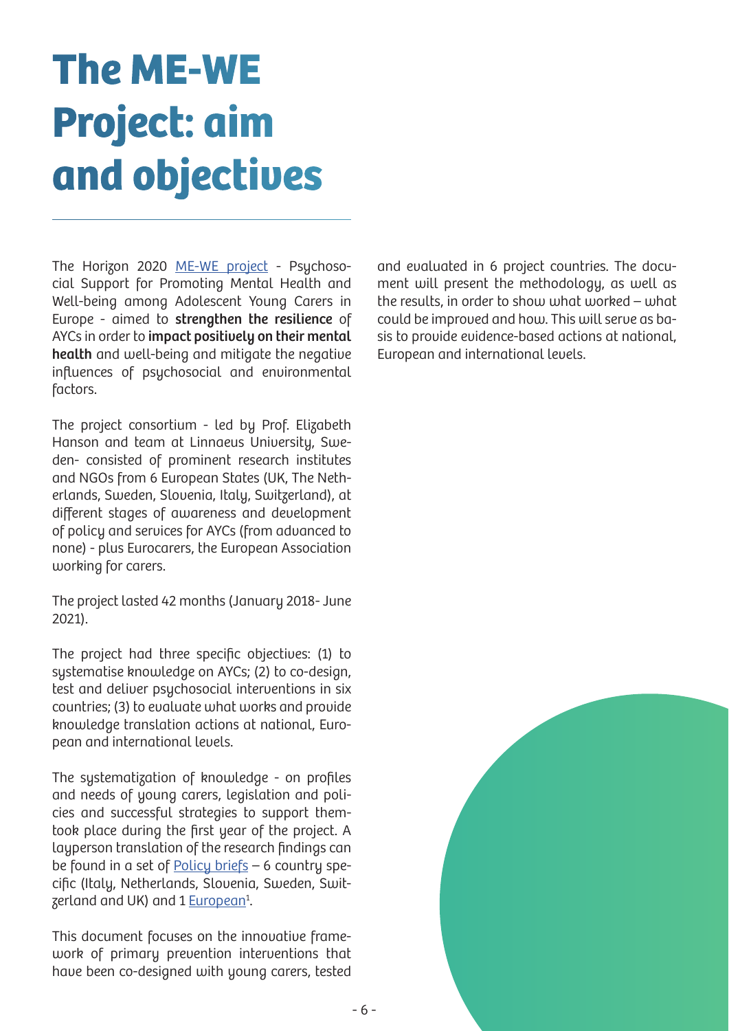# The ME-WE Project: aim and objectives

The Horizon 2020 ME-WE project - Psychosocial Support for Promoting Mental Health and Well-being among Adolescent Young Carers in Europe - aimed to **strengthen the resilience** of AYCs in order to **impact positively on their mental health** and well-being and mitigate the negative influences of psychosocial and environmental factors.

The project consortium - led by Prof. Elizabeth Hanson and team at Linnaeus University, Sweden- consisted of prominent research institutes and NGOs from 6 European States (UK, The Netherlands, Sweden, Slovenia, Italy, Switzerland), at different stages of awareness and development of policy and services for AYCs (from advanced to none) - plus Eurocarers, the European Association working for carers.

The project lasted 42 months (January 2018- June 2021).

The project had three specific objectives: (1) to systematise knowledge on AYCs; (2) to co-design, test and deliver psychosocial interventions in six countries; (3) to evaluate what works and provide knowledge translation actions at national, European and international levels.

The systematization of knowledge - on profiles and needs of young carers, legislation and policies and successful strategies to support them- took place during the first year of the project. A layperson translation of the research findings can be found in a set of Policy briefs – 6 country specific (Italy, Netherlands, Slovenia, Sweden, Switzerland and UK) and 1 European[1].

This document focuses on the innovative framework of primary prevention interventions that have been co-designed with young carers, tested and evaluated in 6 project countries. The document will present the methodology, as well as the results, in order to show what worked – what could be improved and how. This will serve as basis to provide evidence-based actions at national, European and international levels.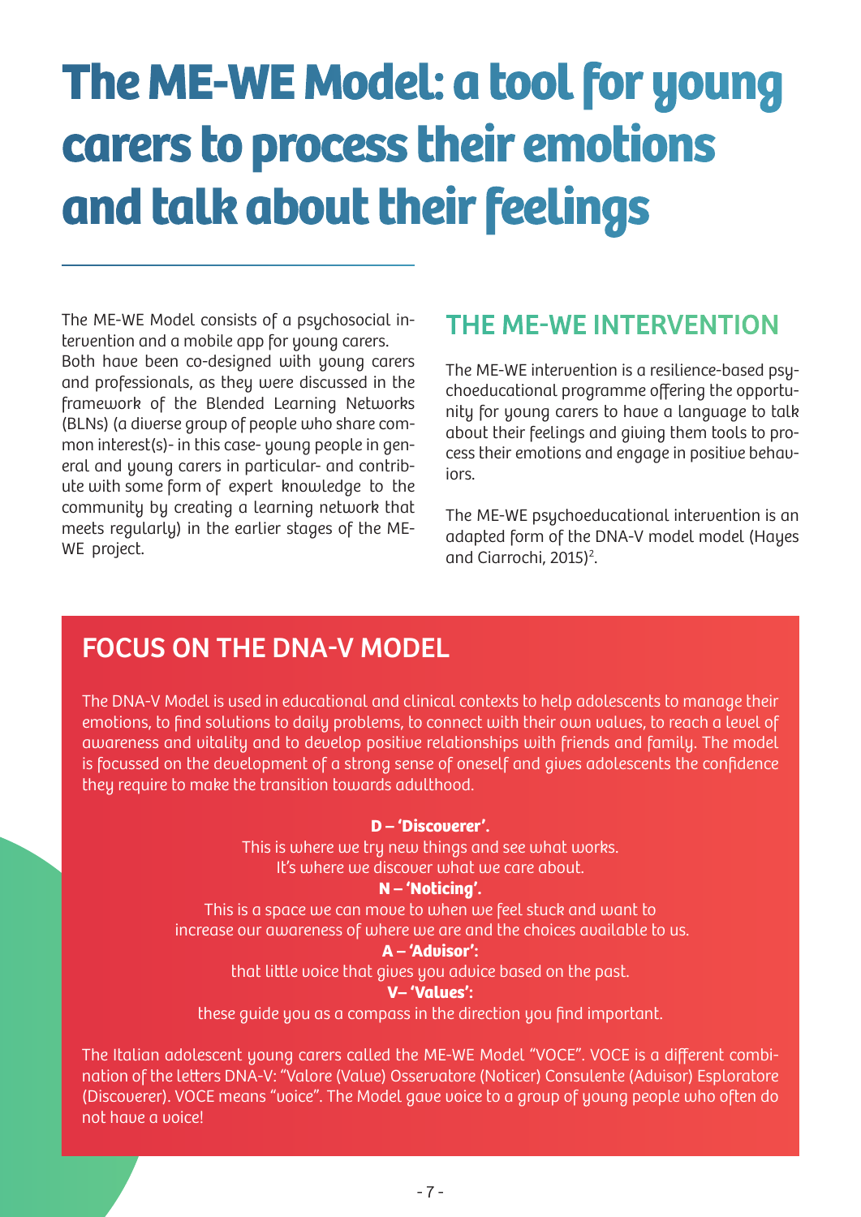# The ME-WE Model: a tool for young carers to process their emotions and talk about their feelings

The ME-WE Model consists of a psychosocial intervention and a mobile app for young carers. Both have been co-designed with young carers and professionals, as they were discussed in the framework of the Blended Learning Networks (BLNs) (a diverse group of people who share common interest(s)- in this case- young people in general and young carers in particular- and contribute with some form of expert knowledge to the community by creating a learning network that meets regularly) in the earlier stages of the ME-WE project.

## THE ME-WE INTERVENTION

The ME-WE intervention is a resilience-based psychoeducational programme offering the opportunity for young carers to have a language to talk about their feelings and giving them tools to process their emotions and engage in positive behaviors.

The ME-WE psychoeducational intervention is an adapted form of the DNA-V model model (Hayes and Ciarrochi, 2015)[2].

## FOCUS ON THE DNA-V MODEL

The DNA-V Model is used in educational and clinical contexts to help adolescents to manage their emotions, to find solutions to daily problems, to connect with their own values, to reach a level of awareness and vitality and to develop positive relationships with friends and family. The model is focussed on the development of a strong sense of oneself and gives adolescents the confidence they require to make the transition towards adulthood.

**D – 'Discoverer'.**
This is where we try new things and see what works.
It's where we discover what we care about.

**N – 'Noticing'.**
This is a space we can move to when we feel stuck and want to increase our awareness of where we are and the choices available to us.

**A – 'Advisor':**
that little voice that gives you advice based on the past.

**V– 'Values':**
these guide you as a compass in the direction you find important.

The Italian adolescent young carers called the ME-WE Model "VOCE". VOCE is a different combination of the letters DNA-V: "Valore (Value) Osservatore (Noticer) Consulente (Advisor) Esploratore (Discoverer). VOCE means "voice". The Model gave voice to a group of young people who often do not have a voice!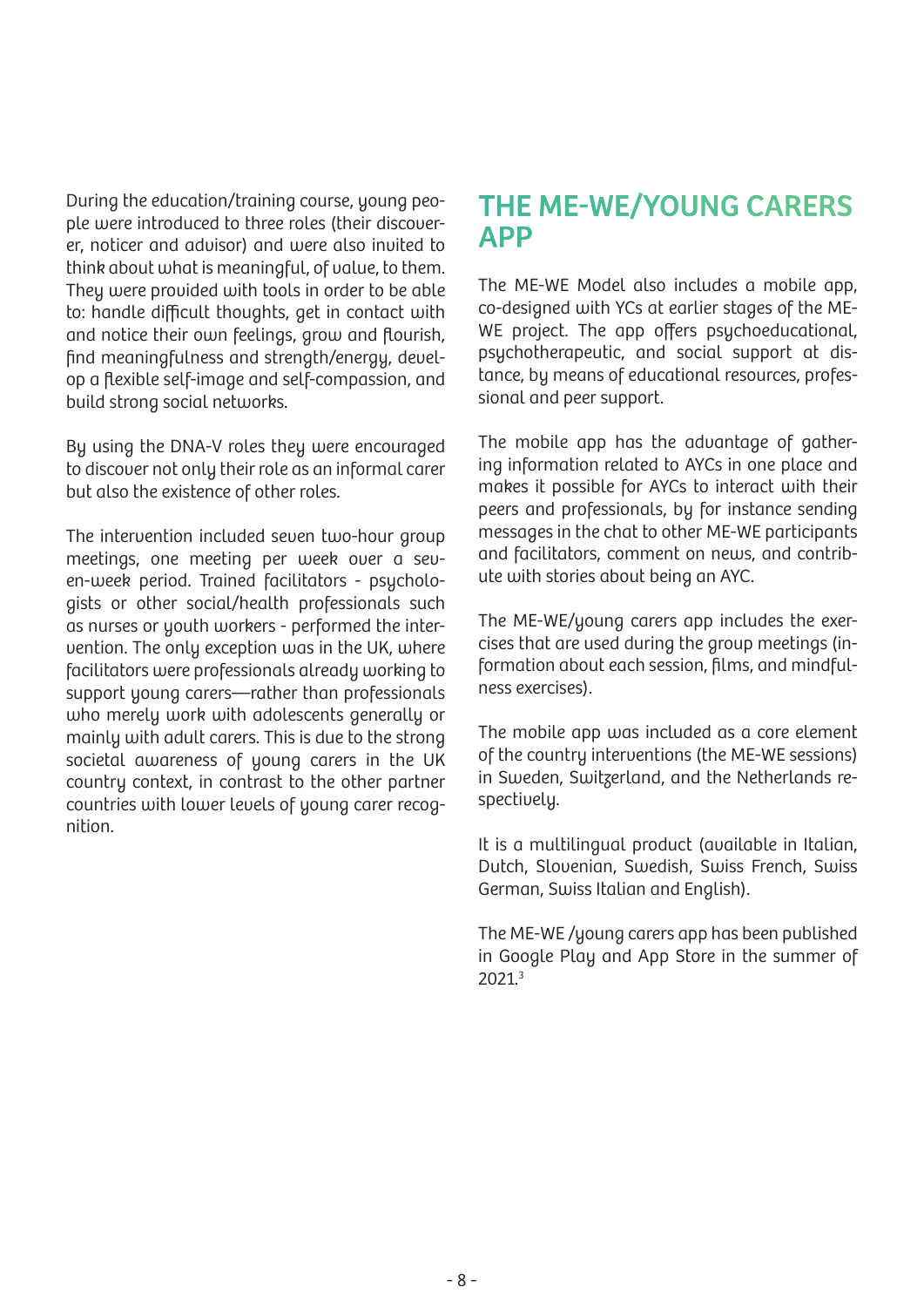During the education/training course, young people were introduced to three roles (their discoverer, noticer and advisor) and were also invited to think about what is meaningful, of value, to them. They were provided with tools in order to be able to: handle difficult thoughts, get in contact with and notice their own feelings, grow and flourish, find meaningfulness and strength/energy, develop a flexible self-image and self-compassion, and build strong social networks.

By using the DNA-V roles they were encouraged to discover not only their role as an informal carer but also the existence of other roles.

The intervention included seven two-hour group meetings, one meeting per week over a seven-week period. Trained facilitators - psychologists or other social/health professionals such as nurses or youth workers - performed the intervention. The only exception was in the UK, where facilitators were professionals already working to support young carers—rather than professionals who merely work with adolescents generally or mainly with adult carers. This is due to the strong societal awareness of young carers in the UK country context, in contrast to the other partner countries with lower levels of young carer recognition.

## THE ME-WE/YOUNG CARERS APP

The ME-WE Model also includes a mobile app, co-designed with YCs at earlier stages of the ME-WE project. The app offers psychoeducational, psychotherapeutic, and social support at distance, by means of educational resources, professional and peer support.

The mobile app has the advantage of gathering information related to AYCs in one place and makes it possible for AYCs to interact with their peers and professionals, by for instance sending messages in the chat to other ME-WE participants and facilitators, comment on news, and contribute with stories about being an AYC.

The ME-WE/young carers app includes the exercises that are used during the group meetings (information about each session, films, and mindfulness exercises).

The mobile app was included as a core element of the country interventions (the ME-WE sessions) in Sweden, Switzerland, and the Netherlands respectively.

It is a multilingual product (available in Italian, Dutch, Slovenian, Swedish, Swiss French, Swiss German, Swiss Italian and English).

The ME-WE /young carers app has been published in Google Play and App Store in the summer of 2021.[3]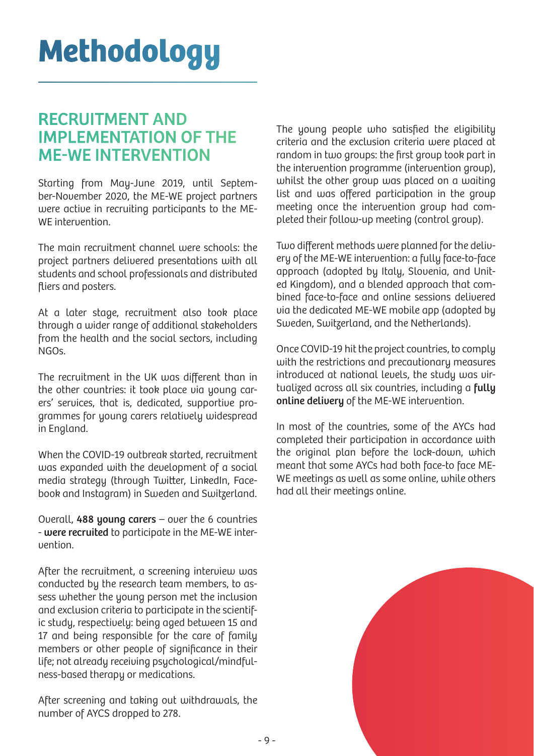# Methodology

## RECRUITMENT AND IMPLEMENTATION OF THE ME-WE INTERVENTION

Starting from May-June 2019, until September-November 2020, the ME-WE project partners were active in recruiting participants to the ME-WE intervention.

The main recruitment channel were schools: the project partners delivered presentations with all students and school professionals and distributed fliers and posters.

At a later stage, recruitment also took place through a wider range of additional stakeholders from the health and the social sectors, including NGOs.

The recruitment in the UK was different than in the other countries: it took place via young carers' services, that is, dedicated, supportive programmes for young carers relatively widespread in England.

When the COVID-19 outbreak started, recruitment was expanded with the development of a social media strategy (through Twitter, LinkedIn, Facebook and Instagram) in Sweden and Switzerland.

Overall, **488 young carers** – over the 6 countries - **were recruited** to participate in the ME-WE intervention.

After the recruitment, a screening interview was conducted by the research team members, to assess whether the young person met the inclusion and exclusion criteria to participate in the scientific study, respectively: being aged between 15 and 17 and being responsible for the care of family members or other people of significance in their life; not already receiving psychological/mindfulness-based therapy or medications.

After screening and taking out withdrawals, the number of AYCS dropped to 278.

The young people who satisfied the eligibility criteria and the exclusion criteria were placed at random in two groups: the first group took part in the intervention programme (intervention group), whilst the other group was placed on a waiting list and was offered participation in the group meeting once the intervention group had completed their follow-up meeting (control group).

Two different methods were planned for the delivery of the ME-WE intervention: a fully face-to-face approach (adopted by Italy, Slovenia, and United Kingdom), and a blended approach that combined face-to-face and online sessions delivered via the dedicated ME-WE mobile app (adopted by Sweden, Switzerland, and the Netherlands).

Once COVID-19 hit the project countries, to comply with the restrictions and precautionary measures introduced at national levels, the study was virtualized across all six countries, including a **fully online delivery** of the ME-WE intervention.

In most of the countries, some of the AYCs had completed their participation in accordance with the original plan before the lock-down, which meant that some AYCs had both face-to face ME-WE meetings as well as some online, while others had all their meetings online.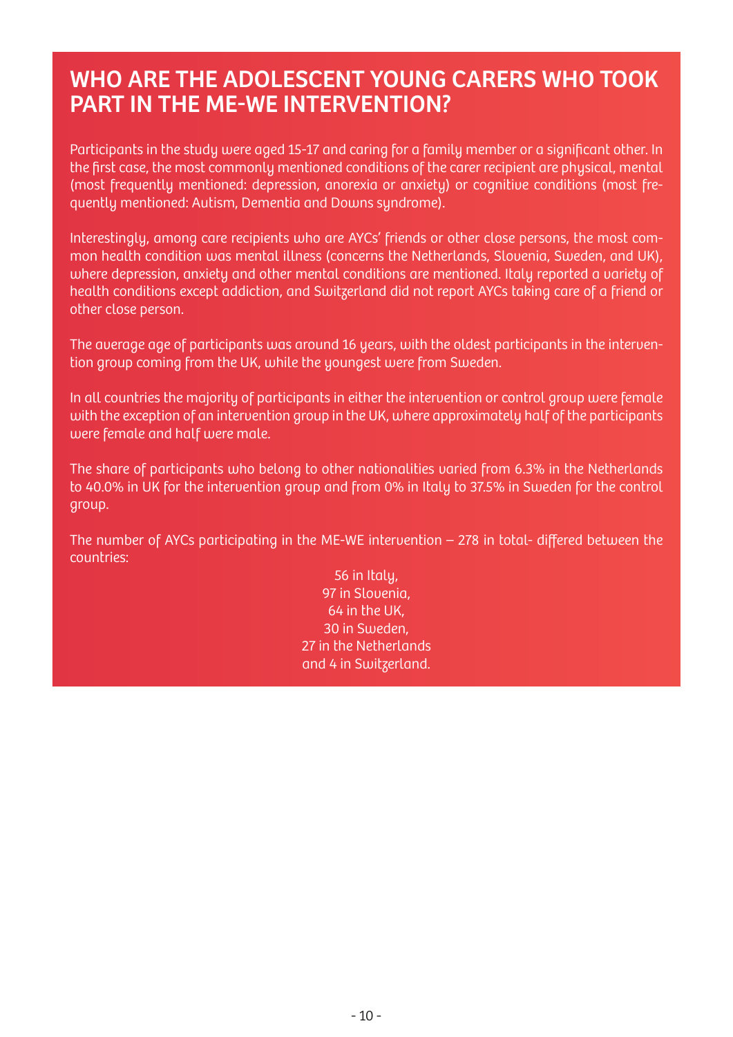## WHO ARE THE ADOLESCENT YOUNG CARERS WHO TOOK PART IN THE ME-WE INTERVENTION?

Participants in the study were aged 15-17 and caring for a family member or a significant other. In the first case, the most commonly mentioned conditions of the carer recipient are physical, mental (most frequently mentioned: depression, anorexia or anxiety) or cognitive conditions (most frequently mentioned: Autism, Dementia and Downs syndrome).

Interestingly, among care recipients who are AYCs' friends or other close persons, the most common health condition was mental illness (concerns the Netherlands, Slovenia, Sweden, and UK), where depression, anxiety and other mental conditions are mentioned. Italy reported a variety of health conditions except addiction, and Switzerland did not report AYCs taking care of a friend or other close person.

The average age of participants was around 16 years, with the oldest participants in the intervention group coming from the UK, while the youngest were from Sweden.

In all countries the majority of participants in either the intervention or control group were female with the exception of an intervention group in the UK, where approximately half of the participants were female and half were male.

The share of participants who belong to other nationalities varied from 6.3% in the Netherlands to 40.0% in UK for the intervention group and from 0% in Italy to 37.5% in Sweden for the control group.

The number of AYCs participating in the ME-WE intervention – 278 in total- differed between the countries:

56 in Italy,
97 in Slovenia,
64 in the UK,
30 in Sweden,
27 in the Netherlands
and 4 in Switzerland.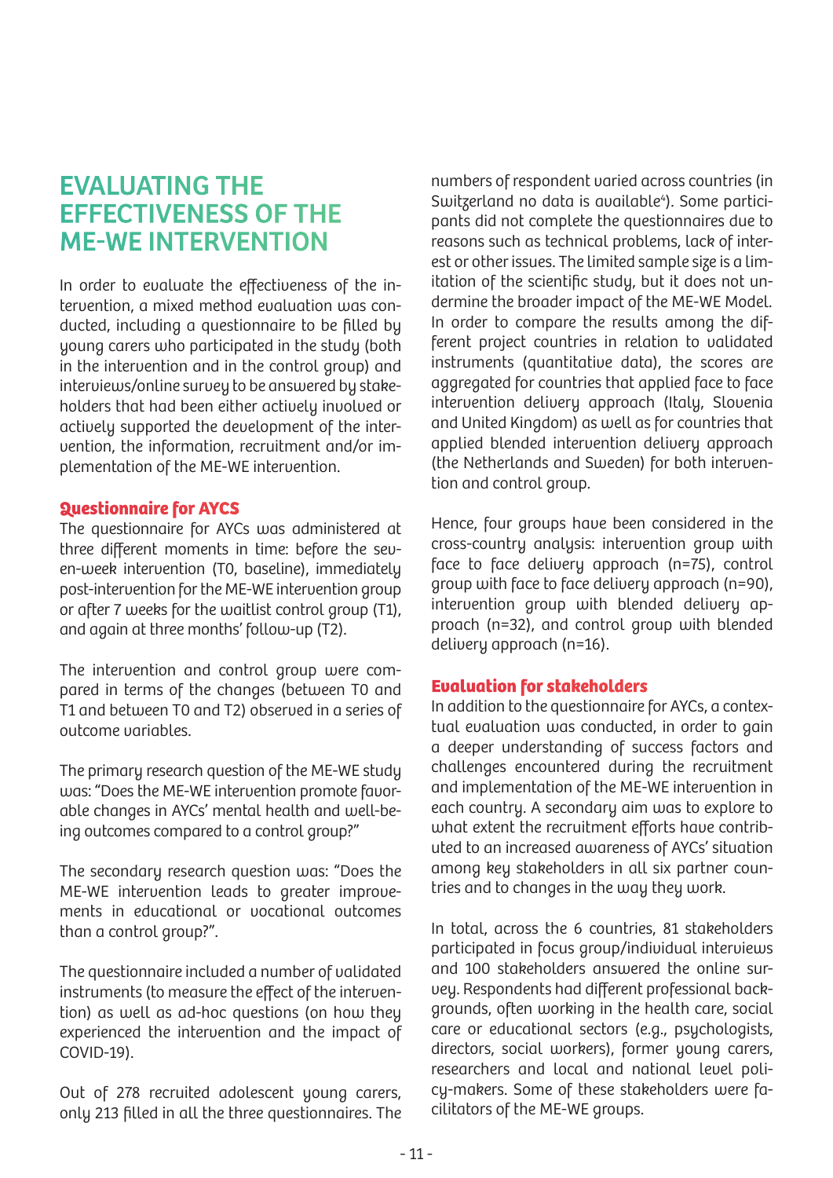# EVALUATING THE EFFECTIVENESS OF THE ME-WE INTERVENTION

In order to evaluate the effectiveness of the intervention, a mixed method evaluation was conducted, including a questionnaire to be filled by young carers who participated in the study (both in the intervention and in the control group) and interviews/online survey to be answered by stakeholders that had been either actively involved or actively supported the development of the intervention, the information, recruitment and/or implementation of the ME-WE intervention.

## Questionnaire for AYCS

The questionnaire for AYCs was administered at three different moments in time: before the seven-week intervention (T0, baseline), immediately post-intervention for the ME-WE intervention group or after 7 weeks for the waitlist control group (T1), and again at three months' follow-up (T2).

The intervention and control group were compared in terms of the changes (between T0 and T1 and between T0 and T2) observed in a series of outcome variables.

The primary research question of the ME-WE study was: "Does the ME-WE intervention promote favorable changes in AYCs' mental health and well-being outcomes compared to a control group?"

The secondary research question was: "Does the ME-WE intervention leads to greater improvements in educational or vocational outcomes than a control group?".

The questionnaire included a number of validated instruments (to measure the effect of the intervention) as well as ad-hoc questions (on how they experienced the intervention and the impact of COVID-19).

Out of 278 recruited adolescent young carers, only 213 filled in all the three questionnaires. The numbers of respondent varied across countries (in Switzerland no data is available[4]). Some participants did not complete the questionnaires due to reasons such as technical problems, lack of interest or other issues. The limited sample size is a limitation of the scientific study, but it does not undermine the broader impact of the ME-WE Model. In order to compare the results among the different project countries in relation to validated instruments (quantitative data), the scores are aggregated for countries that applied face to face intervention delivery approach (Italy, Slovenia and United Kingdom) as well as for countries that applied blended intervention delivery approach (the Netherlands and Sweden) for both intervention and control group.

Hence, four groups have been considered in the cross-country analysis: intervention group with face to face delivery approach (n=75), control group with face to face delivery approach (n=90), intervention group with blended delivery approach (n=32), and control group with blended delivery approach (n=16).

## Evaluation for stakeholders

In addition to the questionnaire for AYCs, a contextual evaluation was conducted, in order to gain a deeper understanding of success factors and challenges encountered during the recruitment and implementation of the ME-WE intervention in each country. A secondary aim was to explore to what extent the recruitment efforts have contributed to an increased awareness of AYCs' situation among key stakeholders in all six partner countries and to changes in the way they work.

In total, across the 6 countries, 81 stakeholders participated in focus group/individual interviews and 100 stakeholders answered the online survey. Respondents had different professional backgrounds, often working in the health care, social care or educational sectors (e.g., psychologists, directors, social workers), former young carers, researchers and local and national level policy-makers. Some of these stakeholders were facilitators of the ME-WE groups.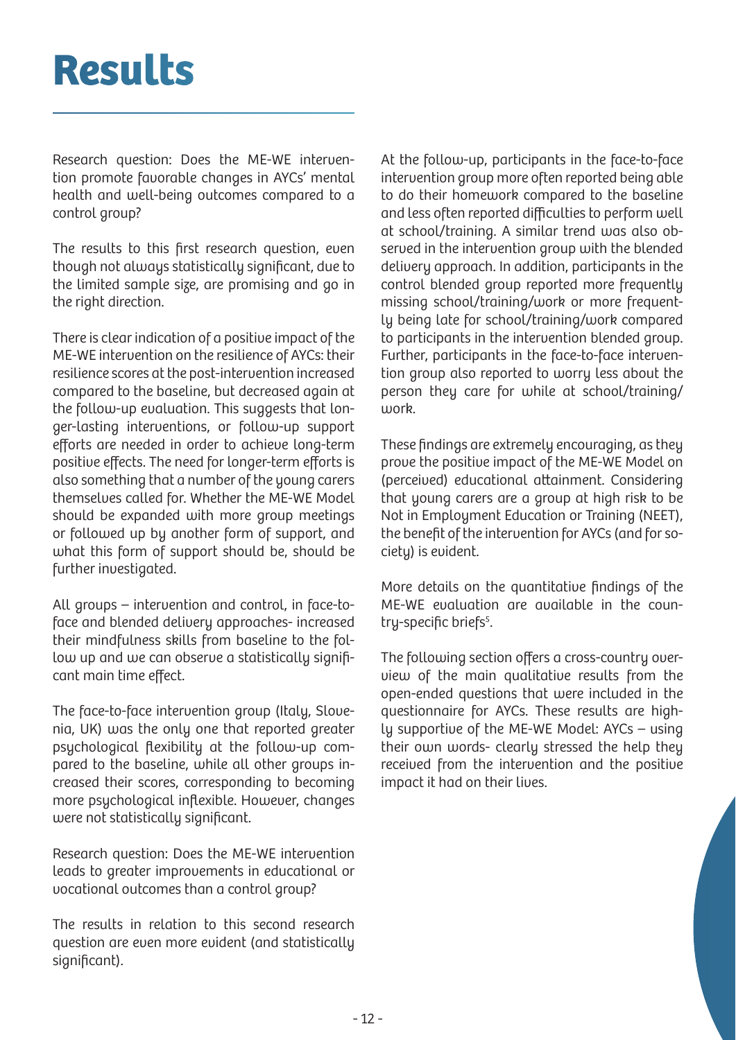# Results

Research question: Does the ME-WE intervention promote favorable changes in AYCs' mental health and well-being outcomes compared to a control group?

The results to this first research question, even though not always statistically significant, due to the limited sample size, are promising and go in the right direction.

There is clear indication of a positive impact of the ME-WE intervention on the resilience of AYCs: their resilience scores at the post-intervention increased compared to the baseline, but decreased again at the follow-up evaluation. This suggests that longer-lasting interventions, or follow-up support efforts are needed in order to achieve long-term positive effects. The need for longer-term efforts is also something that a number of the young carers themselves called for. Whether the ME-WE Model should be expanded with more group meetings or followed up by another form of support, and what this form of support should be, should be further investigated.

All groups – intervention and control, in face-to-face and blended delivery approaches- increased their mindfulness skills from baseline to the follow up and we can observe a statistically significant main time effect.

The face-to-face intervention group (Italy, Slovenia, UK) was the only one that reported greater psychological flexibility at the follow-up compared to the baseline, while all other groups increased their scores, corresponding to becoming more psychological inflexible. However, changes were not statistically significant.

Research question: Does the ME-WE intervention leads to greater improvements in educational or vocational outcomes than a control group?

The results in relation to this second research question are even more evident (and statistically significant).

At the follow-up, participants in the face-to-face intervention group more often reported being able to do their homework compared to the baseline and less often reported difficulties to perform well at school/training. A similar trend was also observed in the intervention group with the blended delivery approach. In addition, participants in the control blended group reported more frequently missing school/training/work or more frequently being late for school/training/work compared to participants in the intervention blended group. Further, participants in the face-to-face intervention group also reported to worry less about the person they care for while at school/training/work.

These findings are extremely encouraging, as they prove the positive impact of the ME-WE Model on (perceived) educational attainment. Considering that young carers are a group at high risk to be Not in Employment Education or Training (NEET), the benefit of the intervention for AYCs (and for society) is evident.

More details on the quantitative findings of the ME-WE evaluation are available in the country-specific briefs[5].

The following section offers a cross-country overview of the main qualitative results from the open-ended questions that were included in the questionnaire for AYCs. These results are highly supportive of the ME-WE Model: AYCs – using their own words- clearly stressed the help they received from the intervention and the positive impact it had on their lives.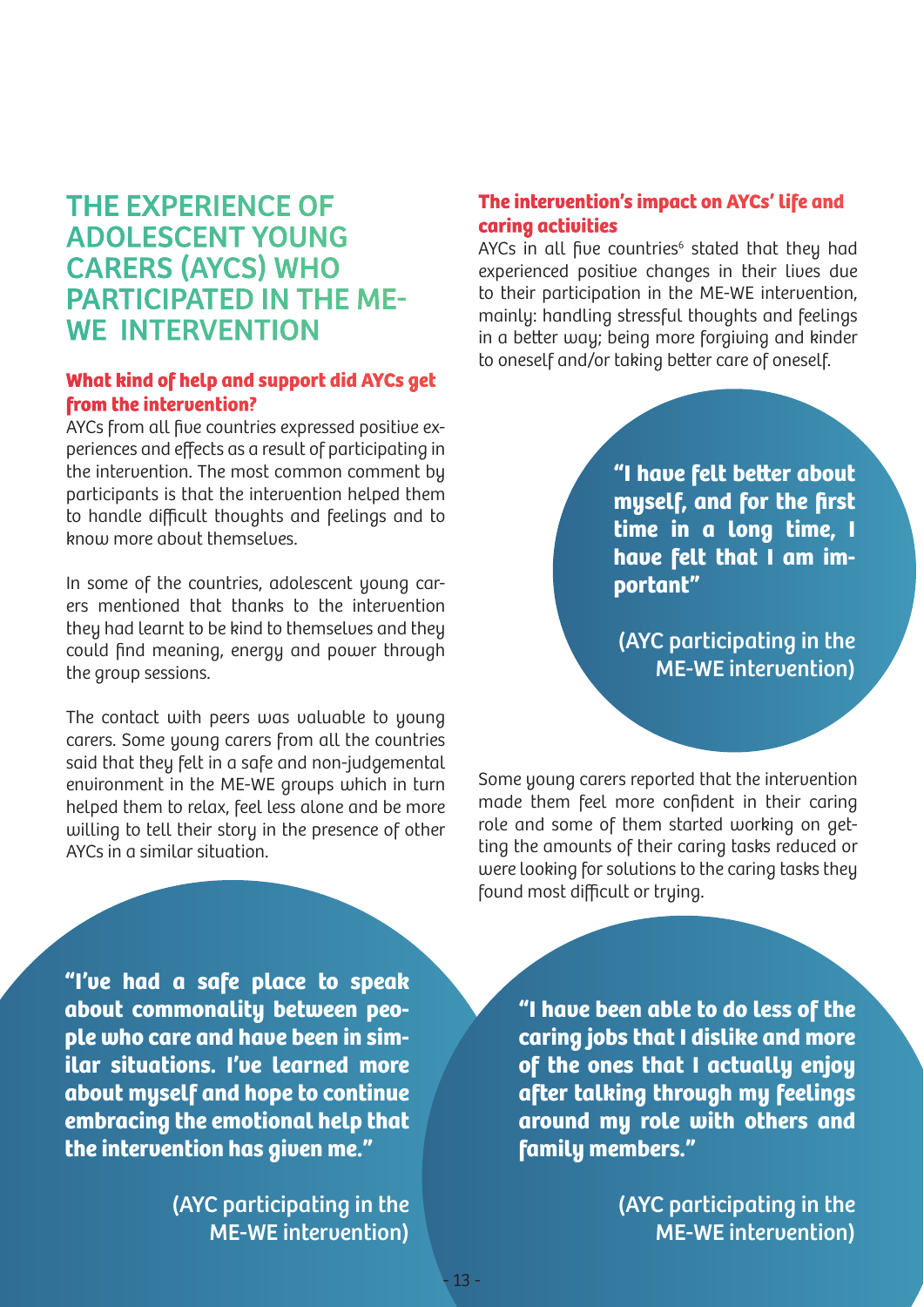## THE EXPERIENCE OF ADOLESCENT YOUNG CARERS (AYCS) WHO PARTICIPATED IN THE ME-WE INTERVENTION

### What kind of help and support did AYCs get from the intervention?

AYCs from all five countries expressed positive experiences and effects as a result of participating in the intervention. The most common comment by participants is that the intervention helped them to handle difficult thoughts and feelings and to know more about themselves.

In some of the countries, adolescent young carers mentioned that thanks to the intervention they had learnt to be kind to themselves and they could find meaning, energy and power through the group sessions.

The contact with peers was valuable to young carers. Some young carers from all the countries said that they felt in a safe and non-judgemental environment in the ME-WE groups which in turn helped them to relax, feel less alone and be more willing to tell their story in the presence of other AYCs in a similar situation.

**"I've had a safe place to speak about commonality between people who care and have been in similar situations. I've learned more about myself and hope to continue embracing the emotional help that the intervention has given me."**

(AYC participating in the ME-WE intervention)

### The intervention's impact on AYCs' life and caring activities

AYCs in all five countries[6] stated that they had experienced positive changes in their lives due to their participation in the ME-WE intervention, mainly: handling stressful thoughts and feelings in a better way; being more forgiving and kinder to oneself and/or taking better care of oneself.

**"I have felt better about myself, and for the first time in a long time, I have felt that I am important"**

(AYC participating in the ME-WE intervention)

Some young carers reported that the intervention made them feel more confident in their caring role and some of them started working on getting the amounts of their caring tasks reduced or were looking for solutions to the caring tasks they found most difficult or trying.

**"I have been able to do less of the caring jobs that I dislike and more of the ones that I actually enjoy after talking through my feelings around my role with others and family members."**

(AYC participating in the ME-WE intervention)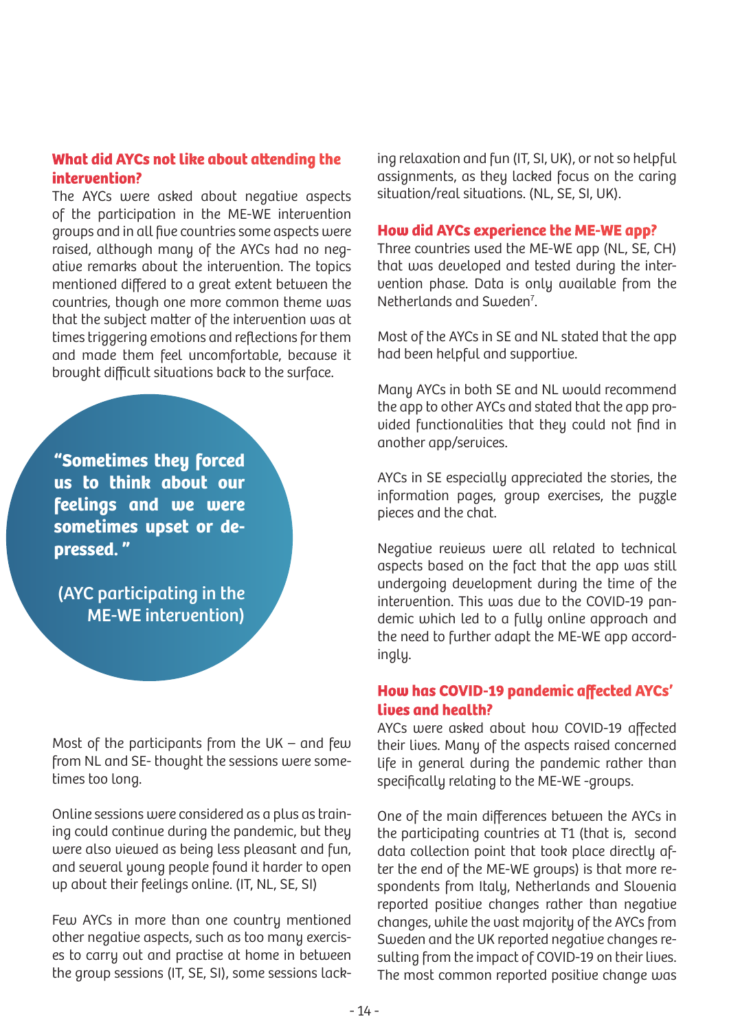### What did AYCs not like about attending the intervention?

The AYCs were asked about negative aspects of the participation in the ME-WE intervention groups and in all five countries some aspects were raised, although many of the AYCs had no negative remarks about the intervention. The topics mentioned differed to a great extent between the countries, though one more common theme was that the subject matter of the intervention was at times triggering emotions and reflections for them and made them feel uncomfortable, because it brought difficult situations back to the surface.

> **"Sometimes they forced us to think about our feelings and we were sometimes upset or depressed. "**
>
> (AYC participating in the ME-WE intervention)

Most of the participants from the UK – and few from NL and SE- thought the sessions were sometimes too long.

Online sessions were considered as a plus as training could continue during the pandemic, but they were also viewed as being less pleasant and fun, and several young people found it harder to open up about their feelings online. (IT, NL, SE, SI)

Few AYCs in more than one country mentioned other negative aspects, such as too many exercises to carry out and practise at home in between the group sessions (IT, SE, SI), some sessions lacking relaxation and fun (IT, SI, UK), or not so helpful assignments, as they lacked focus on the caring situation/real situations. (NL, SE, SI, UK).

### How did AYCs experience the ME-WE app?

Three countries used the ME-WE app (NL, SE, CH) that was developed and tested during the intervention phase. Data is only available from the Netherlands and Sweden[7].

Most of the AYCs in SE and NL stated that the app had been helpful and supportive.

Many AYCs in both SE and NL would recommend the app to other AYCs and stated that the app provided functionalities that they could not find in another app/services.

AYCs in SE especially appreciated the stories, the information pages, group exercises, the puzzle pieces and the chat.

Negative reviews were all related to technical aspects based on the fact that the app was still undergoing development during the time of the intervention. This was due to the COVID-19 pandemic which led to a fully online approach and the need to further adapt the ME-WE app accordingly.

### How has COVID-19 pandemic affected AYCs' lives and health?

AYCs were asked about how COVID-19 affected their lives. Many of the aspects raised concerned life in general during the pandemic rather than specifically relating to the ME-WE -groups.

One of the main differences between the AYCs in the participating countries at T1 (that is, second data collection point that took place directly after the end of the ME-WE groups) is that more respondents from Italy, Netherlands and Slovenia reported positive changes rather than negative changes, while the vast majority of the AYCs from Sweden and the UK reported negative changes resulting from the impact of COVID-19 on their lives. The most common reported positive change was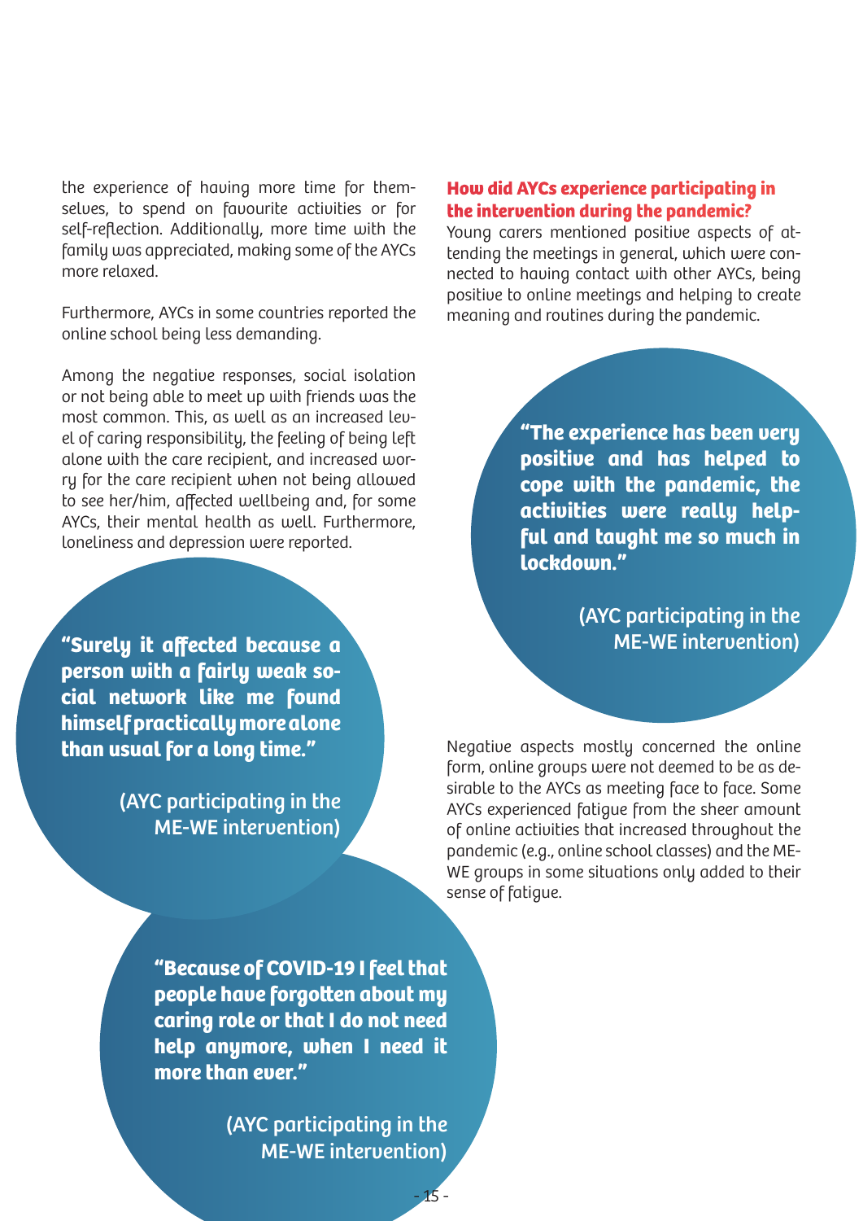the experience of having more time for themselves, to spend on favourite activities or for self-reflection. Additionally, more time with the family was appreciated, making some of the AYCs more relaxed.

Furthermore, AYCs in some countries reported the online school being less demanding.

Among the negative responses, social isolation or not being able to meet up with friends was the most common. This, as well as an increased level of caring responsibility, the feeling of being left alone with the care recipient, and increased worry for the care recipient when not being allowed to see her/him, affected wellbeing and, for some AYCs, their mental health as well. Furthermore, loneliness and depression were reported.

**"Surely it affected because a person with a fairly weak social network like me found himself practically more alone than usual for a long time."**

(AYC participating in the ME-WE intervention)

**"Because of COVID-19 I feel that people have forgotten about my caring role or that I do not need help anymore, when I need it more than ever."**

(AYC participating in the ME-WE intervention)

### How did AYCs experience participating in the intervention during the pandemic?

Young carers mentioned positive aspects of attending the meetings in general, which were connected to having contact with other AYCs, being positive to online meetings and helping to create meaning and routines during the pandemic.

**"The experience has been very positive and has helped to cope with the pandemic, the activities were really helpful and taught me so much in lockdown."**

(AYC participating in the ME-WE intervention)

Negative aspects mostly concerned the online form, online groups were not deemed to be as desirable to the AYCs as meeting face to face. Some AYCs experienced fatigue from the sheer amount of online activities that increased throughout the pandemic (e.g., online school classes) and the ME-WE groups in some situations only added to their sense of fatigue.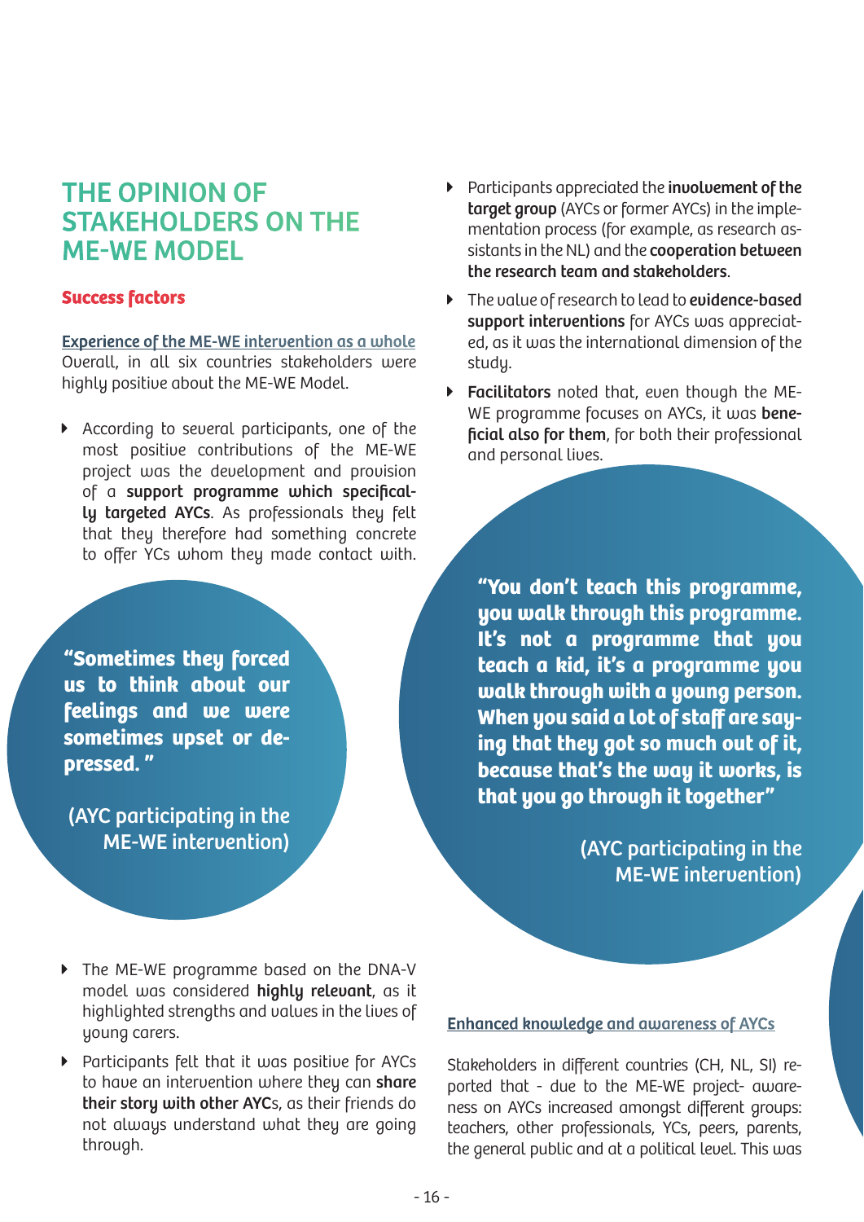# THE OPINION OF STAKEHOLDERS ON THE ME-WE MODEL

## Success factors

**Experience of the ME-WE intervention as a whole**

Overall, in all six countries stakeholders were highly positive about the ME-WE Model.

- According to several participants, one of the most positive contributions of the ME-WE project was the development and provision of a **support programme which specifically targeted AYCs**. As professionals they felt that they therefore had something concrete to offer YCs whom they made contact with.

> **"Sometimes they forced us to think about our feelings and we were sometimes upset or depressed."**
>
> (AYC participating in the ME-WE intervention)

- The ME-WE programme based on the DNA-V model was considered **highly relevant**, as it highlighted strengths and values in the lives of young carers.
- Participants felt that it was positive for AYCs to have an intervention where they can **share their story with other AYC**s, as their friends do not always understand what they are going through.
- Participants appreciated the **involvement of the target group** (AYCs or former AYCs) in the implementation process (for example, as research assistants in the NL) and the **cooperation between the research team and stakeholders**.
- The value of research to lead to **evidence-based support interventions** for AYCs was appreciated, as it was the international dimension of the study.
- **Facilitators** noted that, even though the ME-WE programme focuses on AYCs, it was **beneficial also for them**, for both their professional and personal lives.

> **"You don't teach this programme, you walk through this programme. It's not a programme that you teach a kid, it's a programme you walk through with a young person. When you said a lot of staff are saying that they got so much out of it, because that's the way it works, is that you go through it together"**
>
> (AYC participating in the ME-WE intervention)

**Enhanced knowledge and awareness of AYCs**

Stakeholders in different countries (CH, NL, SI) reported that - due to the ME-WE project- awareness on AYCs increased amongst different groups: teachers, other professionals, YCs, peers, parents, the general public and at a political level. This was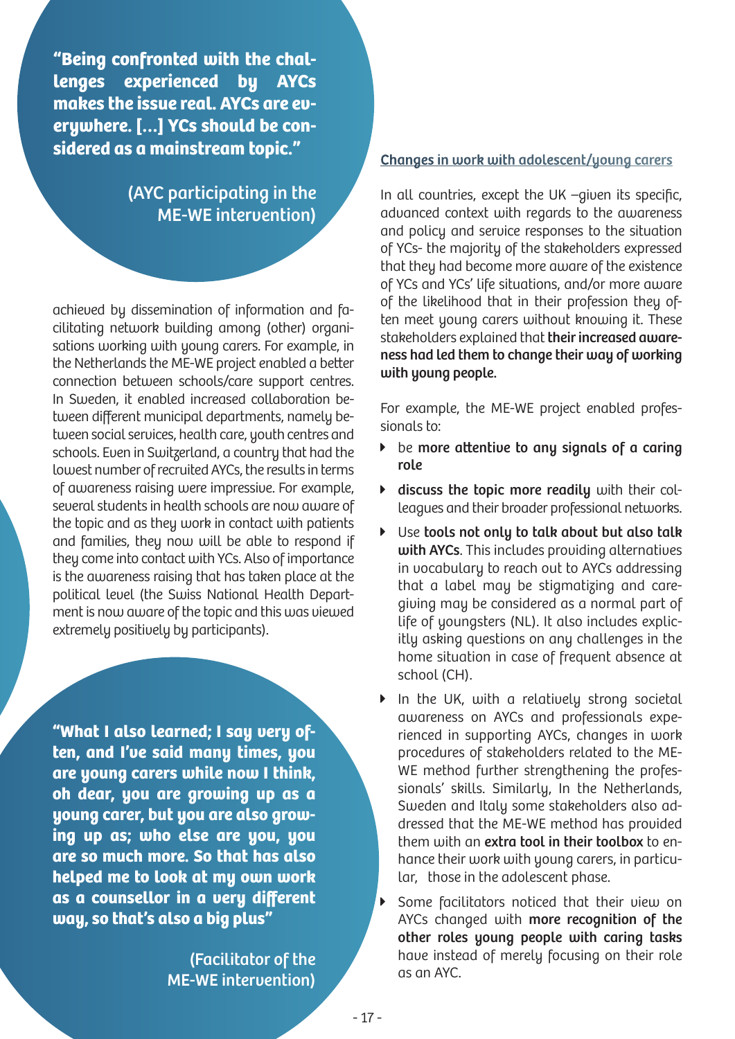> **"Being confronted with the challenges experienced by AYCs makes the issue real. AYCs are everywhere. [...] YCs should be considered as a mainstream topic."**
>
> (AYC participating in the ME-WE intervention)

achieved by dissemination of information and facilitating network building among (other) organisations working with young carers. For example, in the Netherlands the ME-WE project enabled a better connection between schools/care support centres. In Sweden, it enabled increased collaboration between different municipal departments, namely between social services, health care, youth centres and schools. Even in Switzerland, a country that had the lowest number of recruited AYCs, the results in terms of awareness raising were impressive. For example, several students in health schools are now aware of the topic and as they work in contact with patients and families, they now will be able to respond if they come into contact with YCs. Also of importance is the awareness raising that has taken place at the political level (the Swiss National Health Department is now aware of the topic and this was viewed extremely positively by participants).

> **"What I also learned; I say very often, and I've said many times, you are young carers while now I think, oh dear, you are growing up as a young carer, but you are also growing up as; who else are you, you are so much more. So that has also helped me to look at my own work as a counsellor in a very different way, so that's also a big plus"**
>
> (Facilitator of the ME-WE intervention)

### Changes in work with adolescent/young carers

In all countries, except the UK –given its specific, advanced context with regards to the awareness and policy and service responses to the situation of YCs- the majority of the stakeholders expressed that they had become more aware of the existence of YCs and YCs' life situations, and/or more aware of the likelihood that in their profession they often meet young carers without knowing it. These stakeholders explained that **their increased awareness had led them to change their way of working with young people.**

For example, the ME-WE project enabled professionals to:

- be **more attentive to any signals of a caring role**
- **discuss the topic more readily** with their colleagues and their broader professional networks.
- Use **tools not only to talk about but also talk with AYCs**. This includes providing alternatives in vocabulary to reach out to AYCs addressing that a label may be stigmatizing and caregiving may be considered as a normal part of life of youngsters (NL). It also includes explicitly asking questions on any challenges in the home situation in case of frequent absence at school (CH).
- In the UK, with a relatively strong societal awareness on AYCs and professionals experienced in supporting AYCs, changes in work procedures of stakeholders related to the ME-WE method further strengthening the professionals' skills. Similarly, In the Netherlands, Sweden and Italy some stakeholders also addressed that the ME-WE method has provided them with an **extra tool in their toolbox** to enhance their work with young carers, in particular, those in the adolescent phase.
- Some facilitators noticed that their view on AYCs changed with **more recognition of the other roles young people with caring tasks** have instead of merely focusing on their role as an AYC.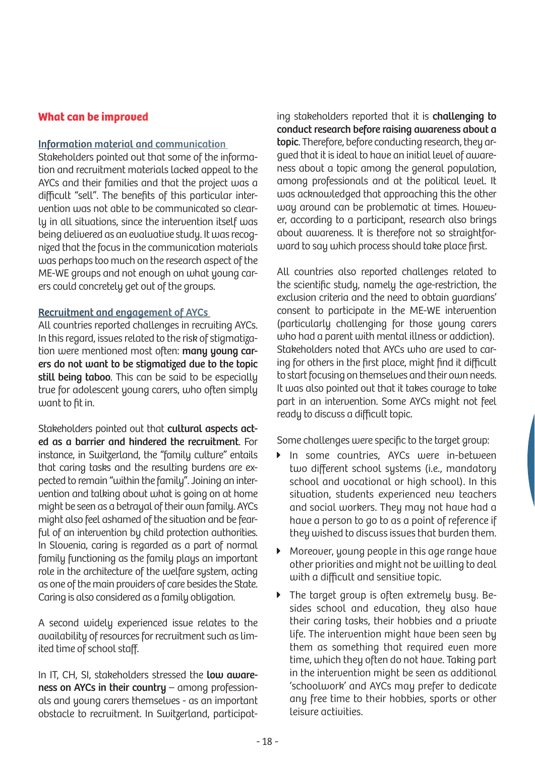## What can be improved

### Information material and communication

Stakeholders pointed out that some of the information and recruitment materials lacked appeal to the AYCs and their families and that the project was a difficult "sell". The benefits of this particular intervention was not able to be communicated so clearly in all situations, since the intervention itself was being delivered as an evaluative study. It was recognized that the focus in the communication materials was perhaps too much on the research aspect of the ME-WE groups and not enough on what young carers could concretely get out of the groups.

### Recruitment and engagement of AYCs

All countries reported challenges in recruiting AYCs. In this regard, issues related to the risk of stigmatization were mentioned most often: **many young carers do not want to be stigmatized due to the topic still being taboo**. This can be said to be especially true for adolescent young carers, who often simply want to fit in.

Stakeholders pointed out that **cultural aspects acted as a barrier and hindered the recruitment**. For instance, in Switzerland, the "family culture" entails that caring tasks and the resulting burdens are expected to remain "within the family". Joining an intervention and talking about what is going on at home might be seen as a betrayal of their own family. AYCs might also feel ashamed of the situation and be fearful of an intervention by child protection authorities. In Slovenia, caring is regarded as a part of normal family functioning as the family plays an important role in the architecture of the welfare system, acting as one of the main providers of care besides the State. Caring is also considered as a family obligation.

A second widely experienced issue relates to the availability of resources for recruitment such as limited time of school staff.

In IT, CH, SI, stakeholders stressed the **low awareness on AYCs in their country** – among professionals and young carers themselves - as an important obstacle to recruitment. In Switzerland, participating stakeholders reported that it is **challenging to conduct research before raising awareness about a topic**. Therefore, before conducting research, they argued that it is ideal to have an initial level of awareness about a topic among the general population, among professionals and at the political level. It was acknowledged that approaching this the other way around can be problematic at times. However, according to a participant, research also brings about awareness. It is therefore not so straightforward to say which process should take place first.

All countries also reported challenges related to the scientific study, namely the age-restriction, the exclusion criteria and the need to obtain guardians' consent to participate in the ME-WE intervention (particularly challenging for those young carers who had a parent with mental illness or addiction). Stakeholders noted that AYCs who are used to caring for others in the first place, might find it difficult to start focusing on themselves and their own needs. It was also pointed out that it takes courage to take part in an intervention. Some AYCs might not feel ready to discuss a difficult topic.

Some challenges were specific to the target group:

- In some countries, AYCs were in-between two different school systems (i.e., mandatory school and vocational or high school). In this situation, students experienced new teachers and social workers. They may not have had a have a person to go to as a point of reference if they wished to discuss issues that burden them.
- Moreover, young people in this age range have other priorities and might not be willing to deal with a difficult and sensitive topic.
- The target group is often extremely busy. Besides school and education, they also have their caring tasks, their hobbies and a private life. The intervention might have been seen by them as something that required even more time, which they often do not have. Taking part in the intervention might be seen as additional 'schoolwork' and AYCs may prefer to dedicate any free time to their hobbies, sports or other leisure activities.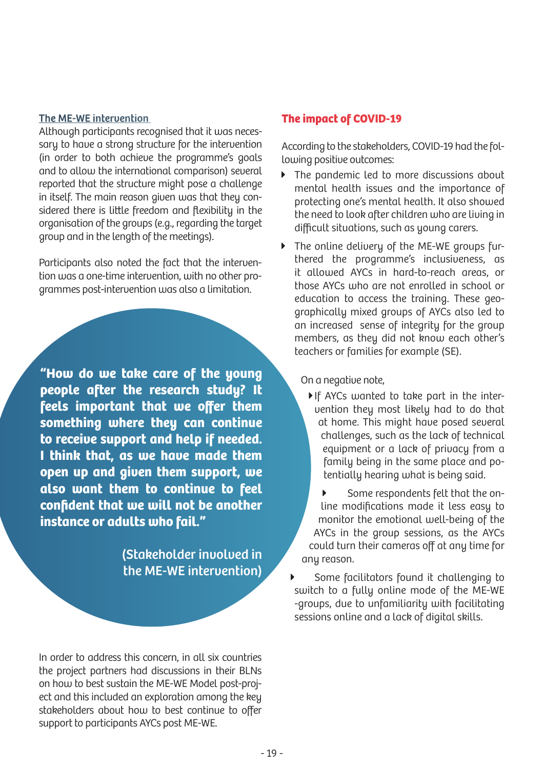### The ME-WE intervention

Although participants recognised that it was necessary to have a strong structure for the intervention (in order to both achieve the programme's goals and to allow the international comparison) several reported that the structure might pose a challenge in itself. The main reason given was that they considered there is little freedom and flexibility in the organisation of the groups (e.g., regarding the target group and in the length of the meetings).

Participants also noted the fact that the intervention was a one-time intervention, with no other programmes post-intervention was also a limitation.

> **"How do we take care of the young people after the research study? It feels important that we offer them something where they can continue to receive support and help if needed. I think that, as we have made them open up and given them support, we also want them to continue to feel confident that we will not be another instance or adults who fail."**
>
> (Stakeholder involved in the ME-WE intervention)

In order to address this concern, in all six countries the project partners had discussions in their BLNs on how to best sustain the ME-WE Model post-project and this included an exploration among the key stakeholders about how to best continue to offer support to participants AYCs post ME-WE.

## The impact of COVID-19

According to the stakeholders, COVID-19 had the following positive outcomes:

- The pandemic led to more discussions about mental health issues and the importance of protecting one's mental health. It also showed the need to look after children who are living in difficult situations, such as young carers.
- The online delivery of the ME-WE groups furthered the programme's inclusiveness, as it allowed AYCs in hard-to-reach areas, or those AYCs who are not enrolled in school or education to access the training. These geographically mixed groups of AYCs also led to an increased sense of integrity for the group members, as they did not know each other's teachers or families for example (SE).

On a negative note,

- If AYCs wanted to take part in the intervention they most likely had to do that at home. This might have posed several challenges, such as the lack of technical equipment or a lack of privacy from a family being in the same place and potentially hearing what is being said.
- Some respondents felt that the online modifications made it less easy to monitor the emotional well-being of the AYCs in the group sessions, as the AYCs could turn their cameras off at any time for any reason.
- Some facilitators found it challenging to switch to a fully online mode of the ME-WE -groups, due to unfamiliarity with facilitating sessions online and a lack of digital skills.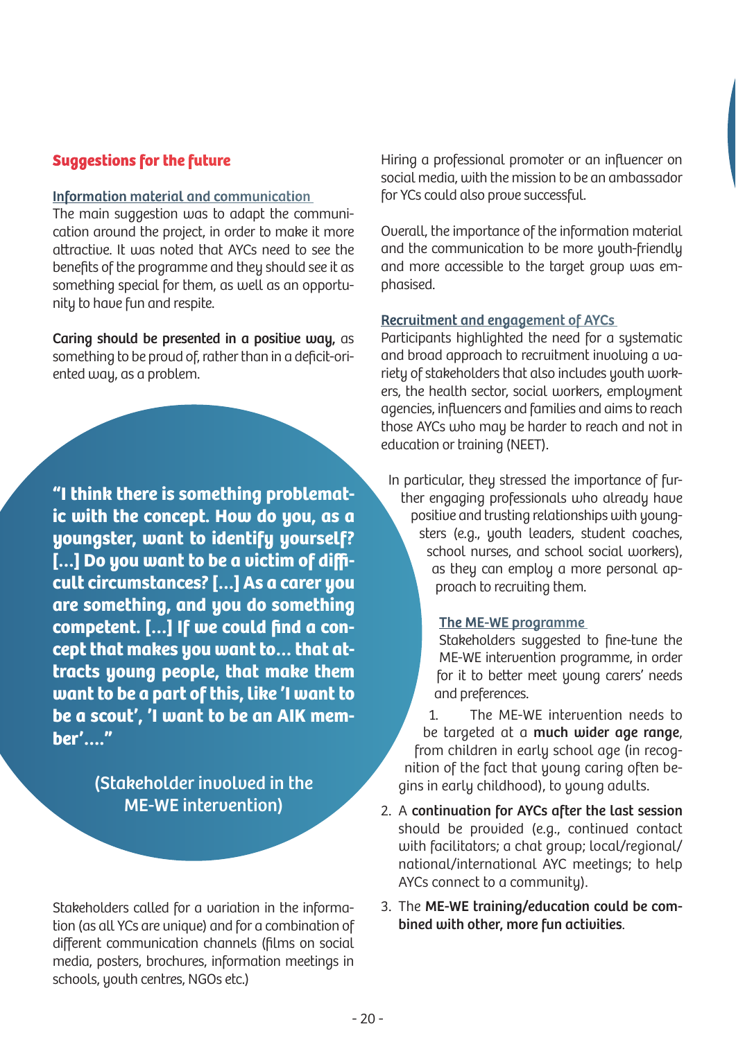## Suggestions for the future

### Information material and communication

The main suggestion was to adapt the communication around the project, in order to make it more attractive. It was noted that AYCs need to see the benefits of the programme and they should see it as something special for them, as well as an opportunity to have fun and respite.

**Caring should be presented in a positive way,** as something to be proud of, rather than in a deficit-oriented way, as a problem.

> **"I think there is something problematic with the concept. How do you, as a youngster, want to identify yourself? [...] Do you want to be a victim of difficult circumstances? [...] As a carer you are something, and you do something competent. [...] If we could find a concept that makes you want to... that attracts young people, that make them want to be a part of this, like 'I want to be a scout', 'I want to be an AIK member'...."**
>
> (Stakeholder involved in the ME-WE intervention)

Stakeholders called for a variation in the information (as all YCs are unique) and for a combination of different communication channels (films on social media, posters, brochures, information meetings in schools, youth centres, NGOs etc.)

Hiring a professional promoter or an influencer on social media, with the mission to be an ambassador for YCs could also prove successful.

Overall, the importance of the information material and the communication to be more youth-friendly and more accessible to the target group was emphasised.

### Recruitment and engagement of AYCs

Participants highlighted the need for a systematic and broad approach to recruitment involving a variety of stakeholders that also includes youth workers, the health sector, social workers, employment agencies, influencers and families and aims to reach those AYCs who may be harder to reach and not in education or training (NEET).

In particular, they stressed the importance of further engaging professionals who already have positive and trusting relationships with youngsters (e.g., youth leaders, student coaches, school nurses, and school social workers), as they can employ a more personal approach to recruiting them.

### The ME-WE programme

Stakeholders suggested to fine-tune the ME-WE intervention programme, in order for it to better meet young carers' needs and preferences.

1. The ME-WE intervention needs to be targeted at a **much wider age range**, from children in early school age (in recognition of the fact that young caring often begins in early childhood), to young adults.
2. A **continuation for AYCs after the last session** should be provided (e.g., continued contact with facilitators; a chat group; local/regional/national/international AYC meetings; to help AYCs connect to a community).
3. The **ME-WE training/education could be combined with other, more fun activities**.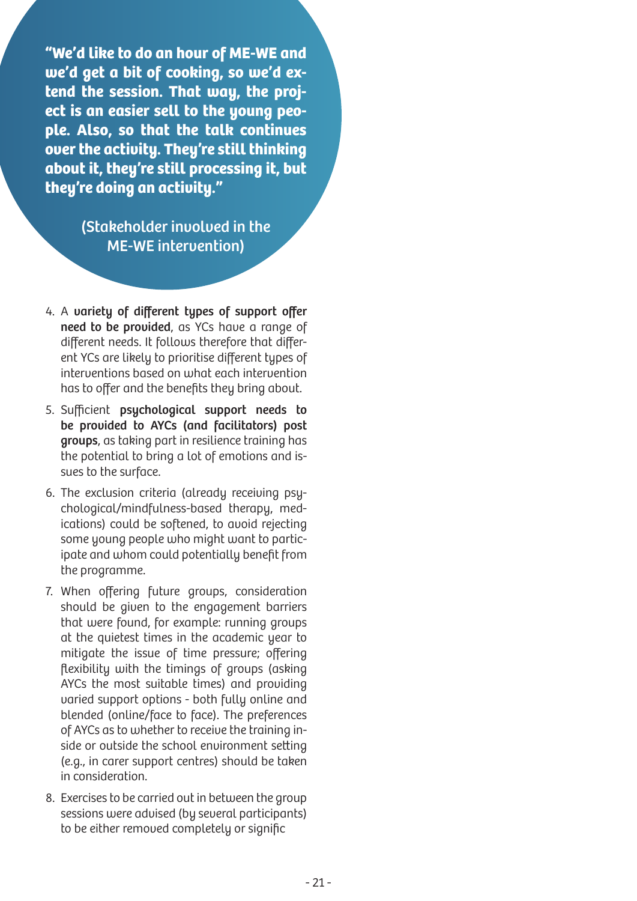**"We'd like to do an hour of ME-WE and we'd get a bit of cooking, so we'd extend the session. That way, the project is an easier sell to the young people. Also, so that the talk continues over the activity. They're still thinking about it, they're still processing it, but they're doing an activity."**

(Stakeholder involved in the ME-WE intervention)

4. A **variety of different types of support offer need to be provided**, as YCs have a range of different needs. It follows therefore that different YCs are likely to prioritise different types of interventions based on what each intervention has to offer and the benefits they bring about.
5. Sufficient **psychological support needs to be provided to AYCs (and facilitators) post groups**, as taking part in resilience training has the potential to bring a lot of emotions and issues to the surface.
6. The exclusion criteria (already receiving psychological/mindfulness-based therapy, medications) could be softened, to avoid rejecting some young people who might want to participate and whom could potentially benefit from the programme.
7. When offering future groups, consideration should be given to the engagement barriers that were found, for example: running groups at the quietest times in the academic year to mitigate the issue of time pressure; offering flexibility with the timings of groups (asking AYCs the most suitable times) and providing varied support options - both fully online and blended (online/face to face). The preferences of AYCs as to whether to receive the training inside or outside the school environment setting (e.g., in carer support centres) should be taken in consideration.
8. Exercises to be carried out in between the group sessions were advised (by several participants) to be either removed completely or signific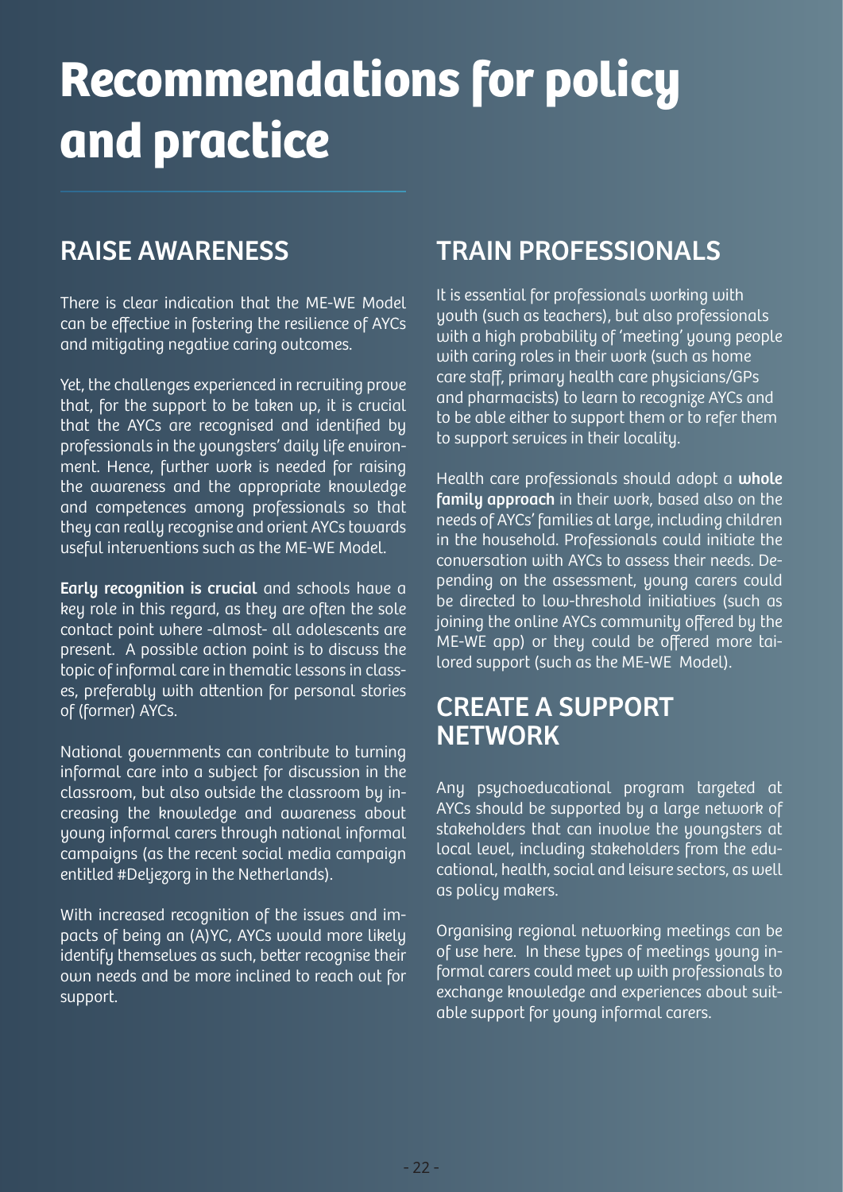# Recommendations for policy and practice

## RAISE AWARENESS

There is clear indication that the ME-WE Model can be effective in fostering the resilience of AYCs and mitigating negative caring outcomes.

Yet, the challenges experienced in recruiting prove that, for the support to be taken up, it is crucial that the AYCs are recognised and identified by professionals in the youngsters' daily life environment. Hence, further work is needed for raising the awareness and the appropriate knowledge and competences among professionals so that they can really recognise and orient AYCs towards useful interventions such as the ME-WE Model.

**Early recognition is crucial** and schools have a key role in this regard, as they are often the sole contact point where -almost- all adolescents are present. A possible action point is to discuss the topic of informal care in thematic lessons in classes, preferably with attention for personal stories of (former) AYCs.

National governments can contribute to turning informal care into a subject for discussion in the classroom, but also outside the classroom by increasing the knowledge and awareness about young informal carers through national informal campaigns (as the recent social media campaign entitled #Deljezorg in the Netherlands).

With increased recognition of the issues and impacts of being an (A)YC, AYCs would more likely identify themselves as such, better recognise their own needs and be more inclined to reach out for support.

## TRAIN PROFESSIONALS

It is essential for professionals working with youth (such as teachers), but also professionals with a high probability of 'meeting' young people with caring roles in their work (such as home care staff, primary health care physicians/GPs and pharmacists) to learn to recognize AYCs and to be able either to support them or to refer them to support services in their locality.

Health care professionals should adopt a **whole family approach** in their work, based also on the needs of AYCs' families at large, including children in the household. Professionals could initiate the conversation with AYCs to assess their needs. Depending on the assessment, young carers could be directed to low-threshold initiatives (such as joining the online AYCs community offered by the ME-WE app) or they could be offered more tailored support (such as the ME-WE Model).

## CREATE A SUPPORT NETWORK

Any psychoeducational program targeted at AYCs should be supported by a large network of stakeholders that can involve the youngsters at local level, including stakeholders from the educational, health, social and leisure sectors, as well as policy makers.

Organising regional networking meetings can be of use here. In these types of meetings young informal carers could meet up with professionals to exchange knowledge and experiences about suitable support for young informal carers.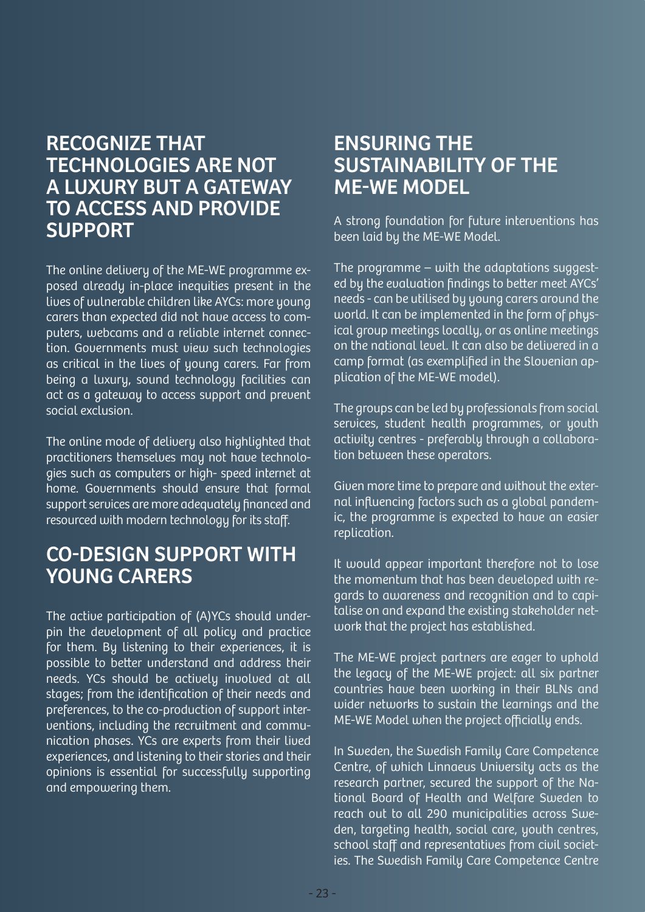## RECOGNIZE THAT TECHNOLOGIES ARE NOT A LUXURY BUT A GATEWAY TO ACCESS AND PROVIDE SUPPORT

The online delivery of the ME-WE programme exposed already in-place inequities present in the lives of vulnerable children like AYCs: more young carers than expected did not have access to computers, webcams and a reliable internet connection. Governments must view such technologies as critical in the lives of young carers. Far from being a luxury, sound technology facilities can act as a gateway to access support and prevent social exclusion.

The online mode of delivery also highlighted that practitioners themselves may not have technologies such as computers or high- speed internet at home. Governments should ensure that formal support services are more adequately financed and resourced with modern technology for its staff.

## CO-DESIGN SUPPORT WITH YOUNG CARERS

The active participation of (A)YCs should underpin the development of all policy and practice for them. By listening to their experiences, it is possible to better understand and address their needs. YCs should be actively involved at all stages; from the identification of their needs and preferences, to the co-production of support interventions, including the recruitment and communication phases. YCs are experts from their lived experiences, and listening to their stories and their opinions is essential for successfully supporting and empowering them.

## ENSURING THE SUSTAINABILITY OF THE ME-WE MODEL

A strong foundation for future interventions has been laid by the ME-WE Model.

The programme – with the adaptations suggested by the evaluation findings to better meet AYCs' needs - can be utilised by young carers around the world. It can be implemented in the form of physical group meetings locally, or as online meetings on the national level. It can also be delivered in a camp format (as exemplified in the Slovenian application of the ME-WE model).

The groups can be led by professionals from social services, student health programmes, or youth activity centres - preferably through a collaboration between these operators.

Given more time to prepare and without the external influencing factors such as a global pandemic, the programme is expected to have an easier replication.

It would appear important therefore not to lose the momentum that has been developed with regards to awareness and recognition and to capitalise on and expand the existing stakeholder network that the project has established.

The ME-WE project partners are eager to uphold the legacy of the ME-WE project: all six partner countries have been working in their BLNs and wider networks to sustain the learnings and the ME-WE Model when the project officially ends.

In Sweden, the Swedish Family Care Competence Centre, of which Linnaeus University acts as the research partner, secured the support of the National Board of Health and Welfare Sweden to reach out to all 290 municipalities across Sweden, targeting health, social care, youth centres, school staff and representatives from civil societies. The Swedish Family Care Competence Centre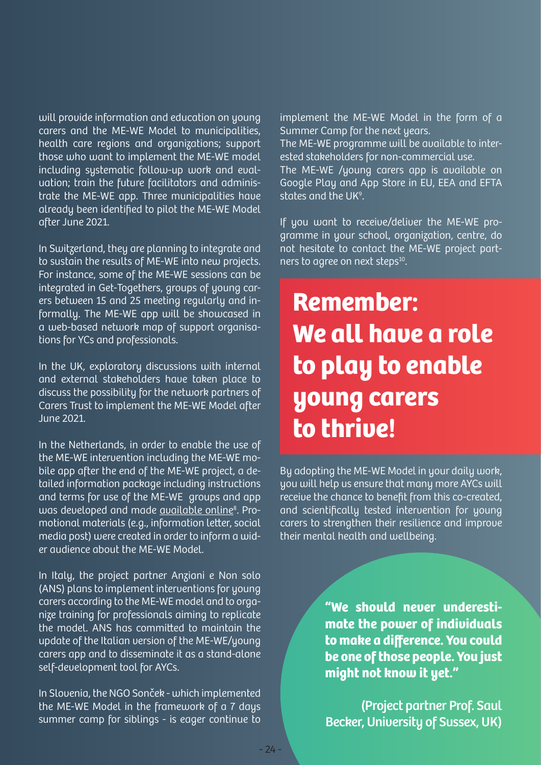will provide information and education on young carers and the ME-WE Model to municipalities, health care regions and organizations; support those who want to implement the ME-WE model including systematic follow-up work and evaluation; train the future facilitators and administrate the ME-WE app. Three municipalities have already been identified to pilot the ME-WE Model after June 2021.

In Switzerland, they are planning to integrate and to sustain the results of ME-WE into new projects. For instance, some of the ME-WE sessions can be integrated in Get-Togethers, groups of young carers between 15 and 25 meeting regularly and informally. The ME-WE app will be showcased in a web-based network map of support organisations for YCs and professionals.

In the UK, exploratory discussions with internal and external stakeholders have taken place to discuss the possibility for the network partners of Carers Trust to implement the ME-WE Model after June 2021.

In the Netherlands, in order to enable the use of the ME-WE intervention including the ME-WE mobile app after the end of the ME-WE project, a detailed information package including instructions and terms for use of the ME-WE groups and app was developed and made available online[8]. Promotional materials (e.g., information letter, social media post) were created in order to inform a wider audience about the ME-WE Model.

In Italy, the project partner Anziani e Non solo (ANS) plans to implement interventions for young carers according to the ME-WE model and to organize training for professionals aiming to replicate the model. ANS has committed to maintain the update of the Italian version of the ME-WE/young carers app and to disseminate it as a stand-alone self-development tool for AYCs.

In Slovenia, the NGO Sonček - which implemented the ME-WE Model in the framework of a 7 days summer camp for siblings - is eager continue to implement the ME-WE Model in the form of a Summer Camp for the next years.

The ME-WE programme will be available to interested stakeholders for non-commercial use.

The ME-WE /young carers app is available on Google Play and App Store in EU, EEA and EFTA states and the UK[9].

If you want to receive/deliver the ME-WE programme in your school, organization, centre, do not hesitate to contact the ME-WE project partners to agree on next steps[10].

## Remember: We all have a role to play to enable young carers to thrive!

By adopting the ME-WE Model in your daily work, you will help us ensure that many more AYCs will receive the chance to benefit from this co-created, and scientifically tested intervention for young carers to strengthen their resilience and improve their mental health and wellbeing.

**"We should never underestimate the power of individuals to make a difference. You could be one of those people. You just might not know it yet."**

**(Project partner Prof. Saul Becker, University of Sussex, UK)**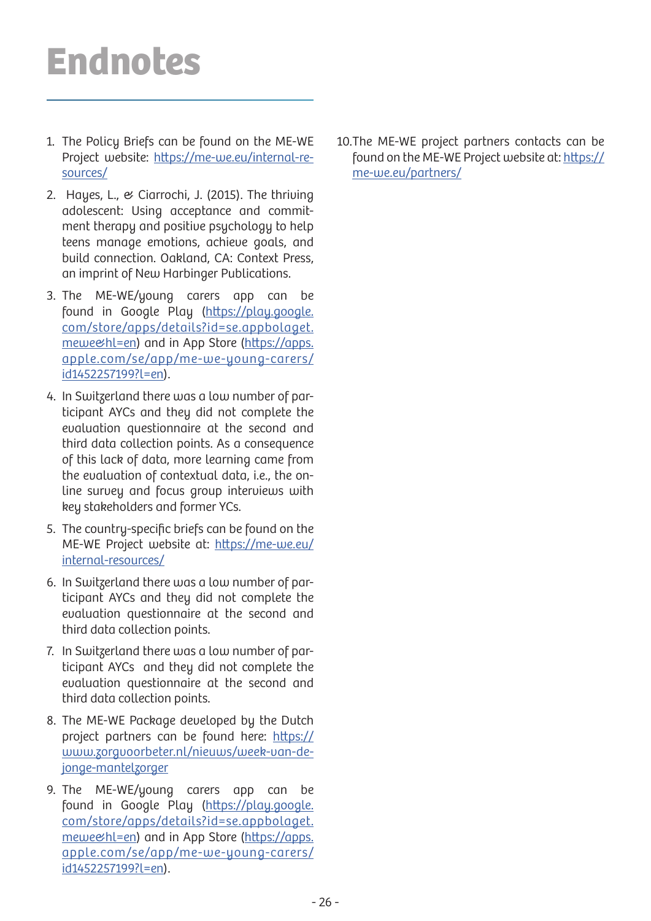# Endnotes

1. The Policy Briefs can be found on the ME-WE Project website: https://me-we.eu/internal-resources/

2. Hayes, L., & Ciarrochi, J. (2015). The thriving adolescent: Using acceptance and commitment therapy and positive psychology to help teens manage emotions, achieve goals, and build connection. Oakland, CA: Context Press, an imprint of New Harbinger Publications.

3. The ME-WE/young carers app can be found in Google Play (https://play.google.com/store/apps/details?id=se.appbolaget.mewe&hl=en) and in App Store (https://apps.apple.com/se/app/me-we-young-carers/id1452257199?l=en).

4. In Switzerland there was a low number of participant AYCs and they did not complete the evaluation questionnaire at the second and third data collection points. As a consequence of this lack of data, more learning came from the evaluation of contextual data, i.e., the online survey and focus group interviews with key stakeholders and former YCs.

5. The country-specific briefs can be found on the ME-WE Project website at: https://me-we.eu/internal-resources/

6. In Switzerland there was a low number of participant AYCs and they did not complete the evaluation questionnaire at the second and third data collection points.

7. In Switzerland there was a low number of participant AYCs and they did not complete the evaluation questionnaire at the second and third data collection points.

8. The ME-WE Package developed by the Dutch project partners can be found here: https://www.zorgvoorbeter.nl/nieuws/week-van-de-jonge-mantelzorger

9. The ME-WE/young carers app can be found in Google Play (https://play.google.com/store/apps/details?id=se.appbolaget.mewe&hl=en) and in App Store (https://apps.apple.com/se/app/me-we-young-carers/id1452257199?l=en).

10. The ME-WE project partners contacts can be found on the ME-WE Project website at: https://me-we.eu/partners/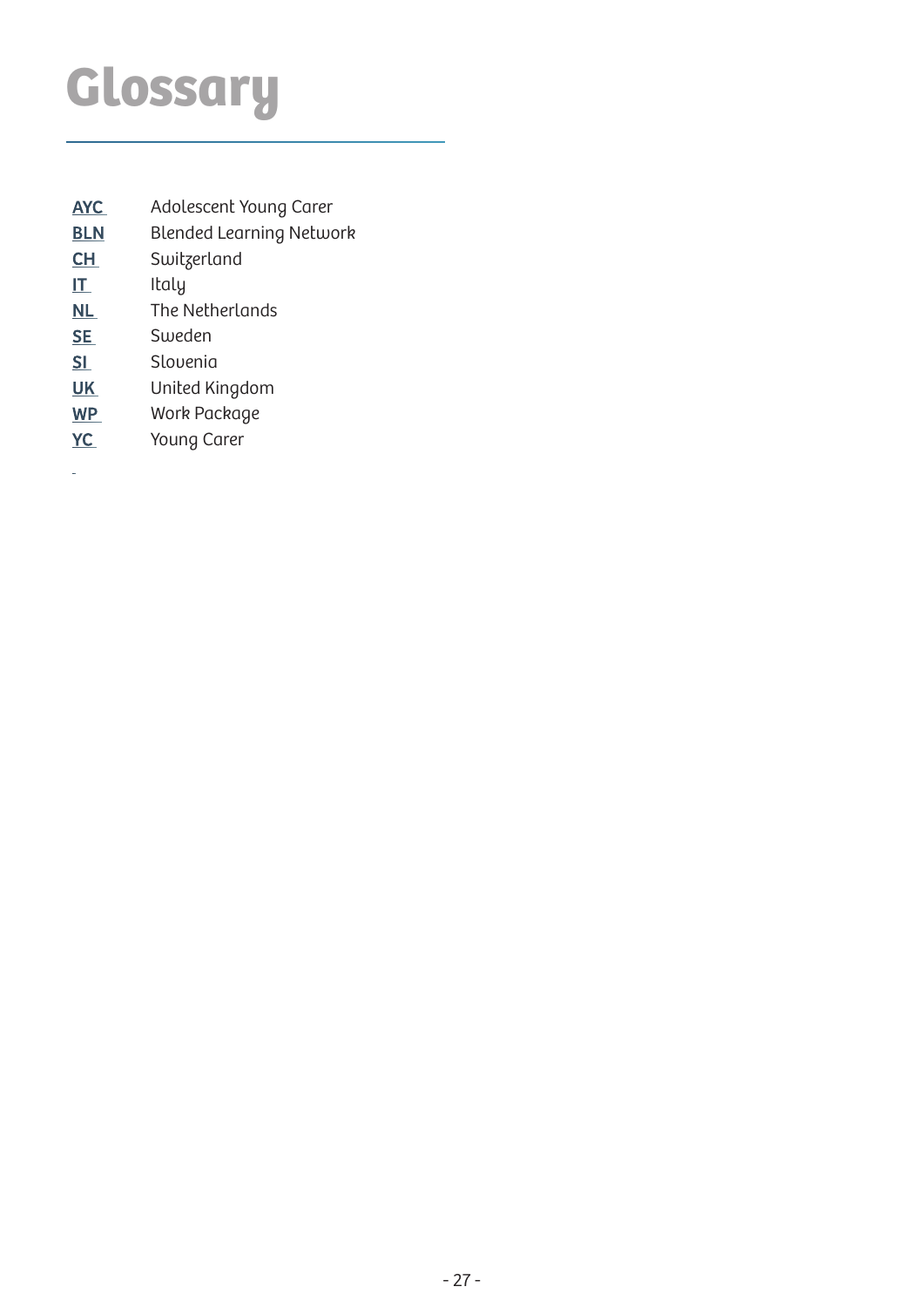# Glossary

| | |
|---|---|
| **AYC** | Adolescent Young Carer |
| **BLN** | Blended Learning Network |
| **CH** | Switzerland |
| **IT** | Italy |
| **NL** | The Netherlands |
| **SE** | Sweden |
| **SI** | Slovenia |
| **UK** | United Kingdom |
| **WP** | Work Package |
| **YC** | Young Carer |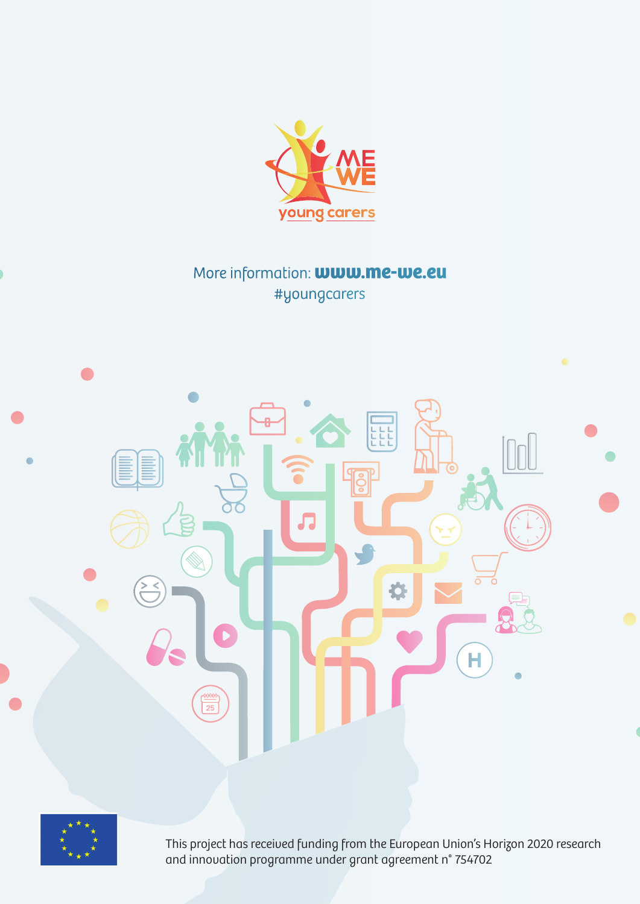ME WE

young carers

More information: **www.me-we.eu**

#youngcarers

This project has received funding from the European Union's Horizon 2020 research and innovation programme under grant agreement n° 754702